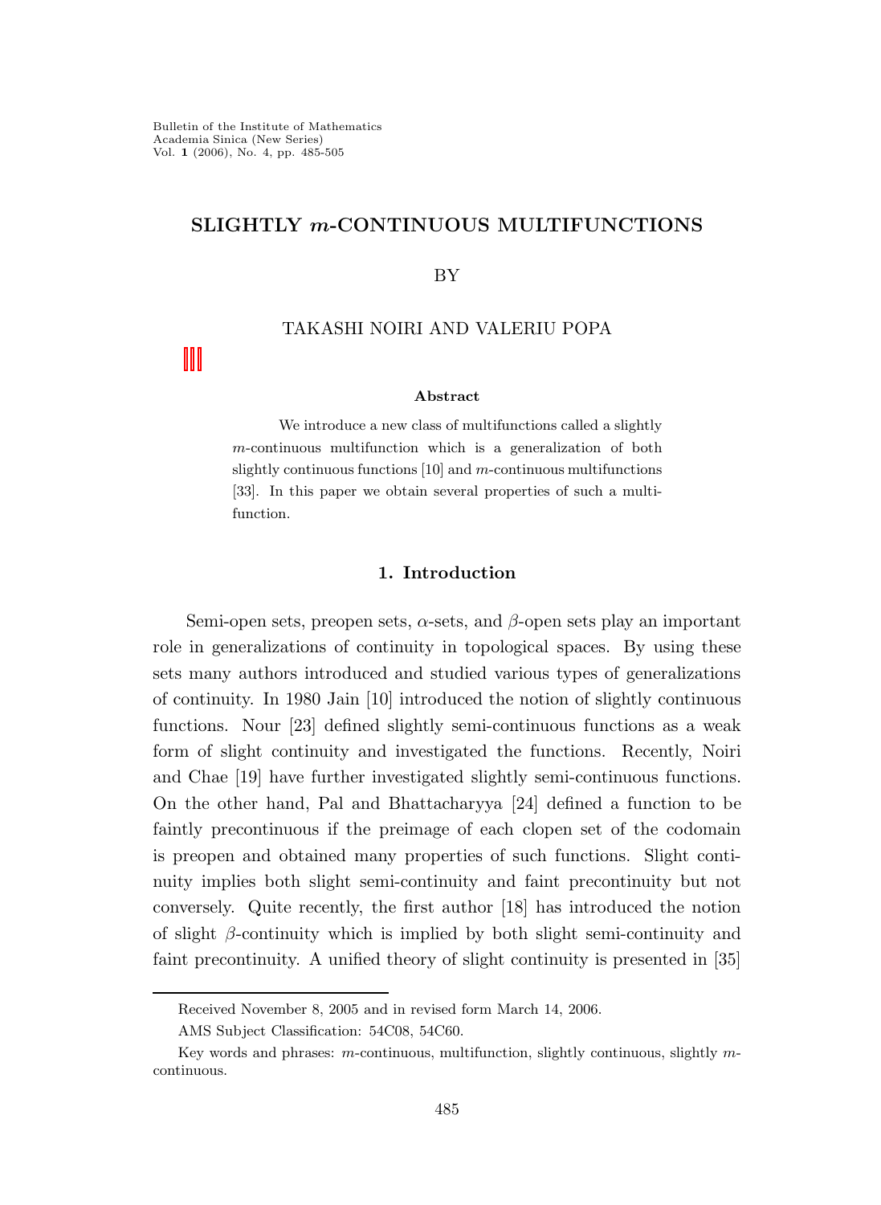Bulletin of the Institute of Mathematics
Academia Sinica (New Series)
Vol. **1** (2006), No. 4, pp. 485-505

# SLIGHTLY $m$-CONTINUOUS MULTIFUNCTIONS

BY

TAKASHI NOIRI AND VALERIU POPA

#### Abstract

We introduce a new class of multifunctions called a slightly $m$-continuous multifunction which is a generalization of both slightly continuous functions [10] and $m$-continuous multifunctions [33]. In this paper we obtain several properties of such a multifunction.

## 1. Introduction

Semi-open sets, preopen sets, $\alpha$-sets, and $\beta$-open sets play an important role in generalizations of continuity in topological spaces. By using these sets many authors introduced and studied various types of generalizations of continuity. In 1980 Jain [10] introduced the notion of slightly continuous functions. Nour [23] defined slightly semi-continuous functions as a weak form of slight continuity and investigated the functions. Recently, Noiri and Chae [19] have further investigated slightly semi-continuous functions. On the other hand, Pal and Bhattacharyya [24] defined a function to be faintly precontinuous if the preimage of each clopen set of the codomain is preopen and obtained many properties of such functions. Slight continuity implies both slight semi-continuity and faint precontinuity but not conversely. Quite recently, the first author [18] has introduced the notion of slight $\beta$-continuity which is implied by both slight semi-continuity and faint precontinuity. A unified theory of slight continuity is presented in [35]

Received November 8, 2005 and in revised form March 14, 2006.

AMS Subject Classification: 54C08, 54C60.

Key words and phrases: $m$-continuous, multifunction, slightly continuous, slightly $m$-continuous.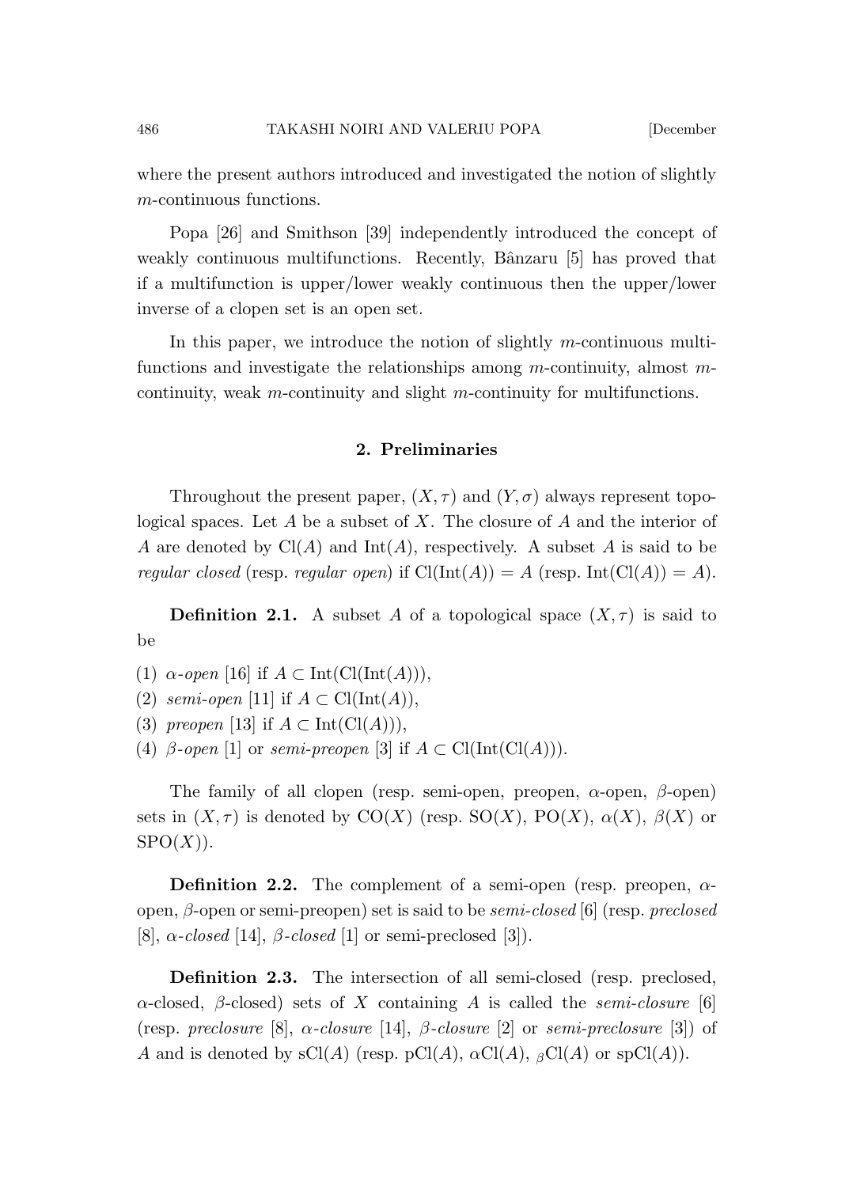where the present authors introduced and investigated the notion of slightly $m$-continuous functions.

Popa [26] and Smithson [39] independently introduced the concept of weakly continuous multifunctions. Recently, Bânzaru [5] has proved that if a multifunction is upper/lower weakly continuous then the upper/lower inverse of a clopen set is an open set.

In this paper, we introduce the notion of slightly $m$-continuous multifunctions and investigate the relationships among $m$-continuity, almost $m$-continuity, weak $m$-continuity and slight $m$-continuity for multifunctions.

## 2. Preliminaries

Throughout the present paper, $(X, \tau)$ and $(Y, \sigma)$ always represent topological spaces. Let $A$ be a subset of $X$. The closure of $A$ and the interior of $A$ are denoted by $\mathrm{Cl}(A)$ and $\mathrm{Int}(A)$, respectively. A subset $A$ is said to be *regular closed* (resp. *regular open*) if $\mathrm{Cl}(\mathrm{Int}(A)) = A$ (resp. $\mathrm{Int}(\mathrm{Cl}(A)) = A$).

**Definition 2.1.** A subset $A$ of a topological space $(X, \tau)$ is said to be

(1) *$\alpha$-open* [16] if $A \subset \mathrm{Int}(\mathrm{Cl}(\mathrm{Int}(A)))$,
(2) *semi-open* [11] if $A \subset \mathrm{Cl}(\mathrm{Int}(A))$,
(3) *preopen* [13] if $A \subset \mathrm{Int}(\mathrm{Cl}(A)))$,
(4) *$\beta$-open* [1] or *semi-preopen* [3] if $A \subset \mathrm{Cl}(\mathrm{Int}(\mathrm{Cl}(A)))$.

The family of all clopen (resp. semi-open, preopen, $\alpha$-open, $\beta$-open) sets in $(X, \tau)$ is denoted by $\mathrm{CO}(X)$ (resp. $\mathrm{SO}(X)$, $\mathrm{PO}(X)$, $\alpha(X)$, $\beta(X)$ or $\mathrm{SPO}(X)$).

**Definition 2.2.** The complement of a semi-open (resp. preopen, $\alpha$-open, $\beta$-open or semi-preopen) set is said to be *semi-closed* [6] (resp. *preclosed* [8], *$\alpha$-closed* [14], *$\beta$-closed* [1] or semi-preclosed [3]).

**Definition 2.3.** The intersection of all semi-closed (resp. preclosed, $\alpha$-closed, $\beta$-closed) sets of $X$ containing $A$ is called the *semi-closure* [6] (resp. *preclosure* [8], *$\alpha$-closure* [14], *$\beta$-closure* [2] or *semi-preclosure* [3]) of $A$ and is denoted by $\mathrm{sCl}(A)$ (resp. $\mathrm{pCl}(A)$, $\alpha\mathrm{Cl}(A)$, ${}_{\beta}\mathrm{Cl}(A)$ or $\mathrm{spCl}(A)$).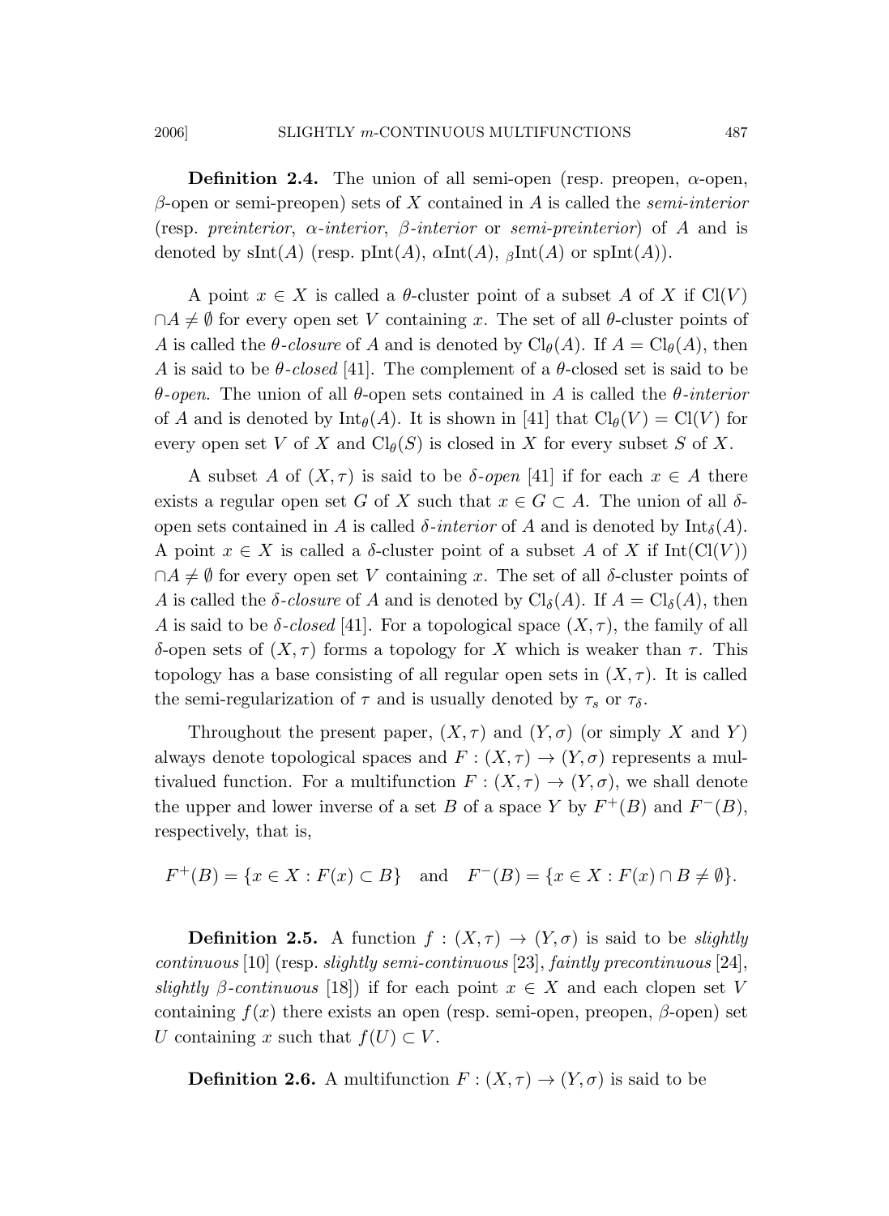**Definition 2.4.** The union of all semi-open (resp. preopen, $\alpha$-open, $\beta$-open or semi-preopen) sets of $X$ contained in $A$ is called the *semi-interior* (resp. *preinterior*, $\alpha$-*interior*, $\beta$-*interior* or *semi-preinterior*) of $A$ and is denoted by $\mathrm{sInt}(A)$ (resp. $\mathrm{pInt}(A)$, $\alpha\mathrm{Int}(A)$, ${}_{\beta}\mathrm{Int}(A)$ or $\mathrm{spInt}(A)$).

A point $x \in X$ is called a $\theta$-cluster point of a subset $A$ of $X$ if $\mathrm{Cl}(V) \cap A \neq \emptyset$ for every open set $V$ containing $x$. The set of all $\theta$-cluster points of $A$ is called the $\theta$-*closure* of $A$ and is denoted by $\mathrm{Cl}_\theta(A)$. If $A = \mathrm{Cl}_\theta(A)$, then $A$ is said to be $\theta$-*closed* [41]. The complement of a $\theta$-closed set is said to be $\theta$-*open*. The union of all $\theta$-open sets contained in $A$ is called the $\theta$-*interior* of $A$ and is denoted by $\mathrm{Int}_\theta(A)$. It is shown in [41] that $\mathrm{Cl}_\theta(V) = \mathrm{Cl}(V)$ for every open set $V$ of $X$ and $\mathrm{Cl}_\theta(S)$ is closed in $X$ for every subset $S$ of $X$.

A subset $A$ of $(X, \tau)$ is said to be $\delta$-*open* [41] if for each $x \in A$ there exists a regular open set $G$ of $X$ such that $x \in G \subset A$. The union of all $\delta$-open sets contained in $A$ is called $\delta$-*interior* of $A$ and is denoted by $\mathrm{Int}_\delta(A)$. A point $x \in X$ is called a $\delta$-cluster point of a subset $A$ of $X$ if $\mathrm{Int}(\mathrm{Cl}(V)) \cap A \neq \emptyset$ for every open set $V$ containing $x$. The set of all $\delta$-cluster points of $A$ is called the $\delta$-*closure* of $A$ and is denoted by $\mathrm{Cl}_\delta(A)$. If $A = \mathrm{Cl}_\delta(A)$, then $A$ is said to be $\delta$-*closed* [41]. For a topological space $(X, \tau)$, the family of all $\delta$-open sets of $(X, \tau)$ forms a topology for $X$ which is weaker than $\tau$. This topology has a base consisting of all regular open sets in $(X, \tau)$. It is called the semi-regularization of $\tau$ and is usually denoted by $\tau_s$ or $\tau_\delta$.

Throughout the present paper, $(X, \tau)$ and $(Y, \sigma)$ (or simply $X$ and $Y$) always denote topological spaces and $F : (X, \tau) \to (Y, \sigma)$ represents a multivalued function. For a multifunction $F : (X, \tau) \to (Y, \sigma)$, we shall denote the upper and lower inverse of a set $B$ of a space $Y$ by $F^+(B)$ and $F^-(B)$, respectively, that is,

$$F^+(B) = \{x \in X : F(x) \subset B\} \quad \text{and} \quad F^-(B) = \{x \in X : F(x) \cap B \neq \emptyset\}.$$

**Definition 2.5.** A function $f : (X, \tau) \to (Y, \sigma)$ is said to be *slightly continuous* [10] (resp. *slightly semi-continuous* [23], *faintly precontinuous* [24], *slightly* $\beta$-*continuous* [18]) if for each point $x \in X$ and each clopen set $V$ containing $f(x)$ there exists an open (resp. semi-open, preopen, $\beta$-open) set $U$ containing $x$ such that $f(U) \subset V$.

**Definition 2.6.** A multifunction $F : (X, \tau) \to (Y, \sigma)$ is said to be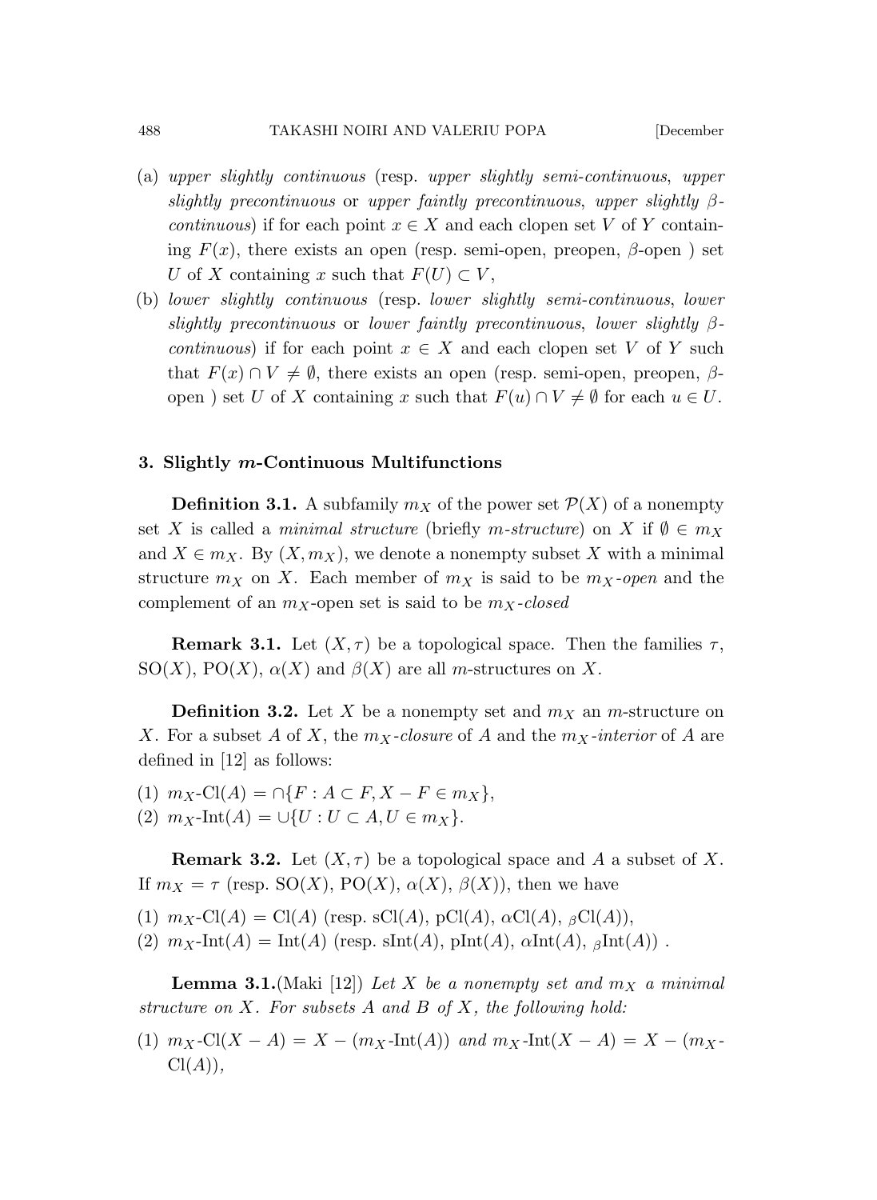(a) *upper slightly continuous* (resp. *upper slightly semi-continuous*, *upper slightly precontinuous* or *upper faintly precontinuous*, *upper slightly $\beta$-continuous*) if for each point $x \in X$ and each clopen set $V$ of $Y$ containing $F(x)$, there exists an open (resp. semi-open, preopen, $\beta$-open ) set $U$ of $X$ containing $x$ such that $F(U) \subset V$,

(b) *lower slightly continuous* (resp. *lower slightly semi-continuous*, *lower slightly precontinuous* or *lower faintly precontinuous*, *lower slightly $\beta$-continuous*) if for each point $x \in X$ and each clopen set $V$ of $Y$ such that $F(x) \cap V \neq \emptyset$, there exists an open (resp. semi-open, preopen, $\beta$-open ) set $U$ of $X$ containing $x$ such that $F(u) \cap V \neq \emptyset$ for each $u \in U$.

### 3. Slightly $m$-Continuous Multifunctions

**Definition 3.1.** A subfamily $m_X$ of the power set $\mathcal{P}(X)$ of a nonempty set $X$ is called a *minimal structure* (briefly *m-structure*) on $X$ if $\emptyset \in m_X$ and $X \in m_X$. By $(X, m_X)$, we denote a nonempty subset $X$ with a minimal structure $m_X$ on $X$. Each member of $m_X$ is said to be $m_X$*-open* and the complement of an $m_X$-open set is said to be $m_X$*-closed*

**Remark 3.1.** Let $(X, \tau)$ be a topological space. Then the families $\tau$, $\mathrm{SO}(X)$, $\mathrm{PO}(X)$, $\alpha(X)$ and $\beta(X)$ are all $m$-structures on $X$.

**Definition 3.2.** Let $X$ be a nonempty set and $m_X$ an $m$-structure on $X$. For a subset $A$ of $X$, the $m_X$*-closure* of $A$ and the $m_X$*-interior* of $A$ are defined in [12] as follows:

(1) $m_X\text{-Cl}(A) = \cap\{F : A \subset F, X - F \in m_X\}$,

(2) $m_X\text{-Int}(A) = \cup\{U : U \subset A, U \in m_X\}$.

**Remark 3.2.** Let $(X, \tau)$ be a topological space and $A$ a subset of $X$. If $m_X = \tau$ (resp. $\mathrm{SO}(X)$, $\mathrm{PO}(X)$, $\alpha(X)$, $\beta(X)$), then we have

(1) $m_X\text{-Cl}(A) = \mathrm{Cl}(A)$ (resp. $\mathrm{sCl}(A)$, $\mathrm{pCl}(A)$, $\alpha\mathrm{Cl}(A)$, ${}_\beta\mathrm{Cl}(A)$),

(2) $m_X\text{-Int}(A) = \mathrm{Int}(A)$ (resp. $\mathrm{sInt}(A)$, $\mathrm{pInt}(A)$, $\alpha\mathrm{Int}(A)$, ${}_\beta\mathrm{Int}(A)$) .

**Lemma 3.1.**(Maki [12]) *Let $X$ be a nonempty set and $m_X$ a minimal structure on $X$. For subsets $A$ and $B$ of $X$, the following hold:*

(1) $m_X\text{-Cl}(X - A) = X - (m_X\text{-Int}(A))$ *and* $m_X\text{-Int}(X - A) = X - (m_X\text{-Cl}(A))$,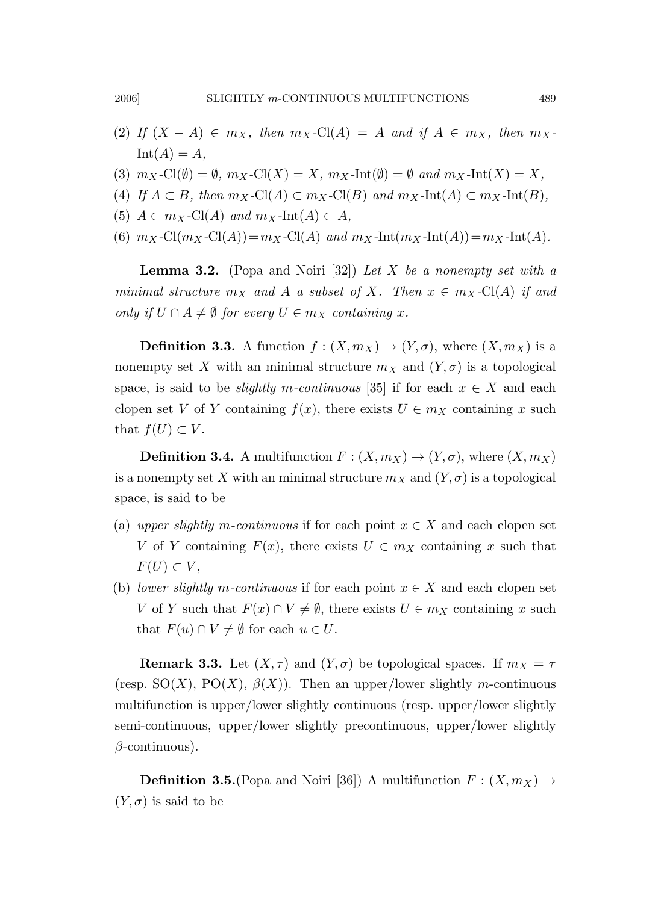(2) *If* $(X - A) \in m_X$*, then* $m_X$-$\mathrm{Cl}(A) = A$ *and if* $A \in m_X$*, then* $m_X$-$\mathrm{Int}(A) = A$*,*

(3) $m_X$-$\mathrm{Cl}(\emptyset) = \emptyset$*,* $m_X$-$\mathrm{Cl}(X) = X$*,* $m_X$-$\mathrm{Int}(\emptyset) = \emptyset$ *and* $m_X$-$\mathrm{Int}(X) = X$*,*

(4) *If* $A \subset B$*, then* $m_X$-$\mathrm{Cl}(A) \subset m_X$-$\mathrm{Cl}(B)$ *and* $m_X$-$\mathrm{Int}(A) \subset m_X$-$\mathrm{Int}(B)$*,*

(5) $A \subset m_X$-$\mathrm{Cl}(A)$ *and* $m_X$-$\mathrm{Int}(A) \subset A$*,*

(6) $m_X$-$\mathrm{Cl}(m_X$-$\mathrm{Cl}(A)) = m_X$-$\mathrm{Cl}(A)$ *and* $m_X$-$\mathrm{Int}(m_X$-$\mathrm{Int}(A)) = m_X$-$\mathrm{Int}(A)$*.*

**Lemma 3.2.** (Popa and Noiri [32]) *Let* $X$ *be a nonempty set with a minimal structure* $m_X$ *and* $A$ *a subset of* $X$*. Then* $x \in m_X$-$\mathrm{Cl}(A)$ *if and only if* $U \cap A \neq \emptyset$ *for every* $U \in m_X$ *containing* $x$*.*

**Definition 3.3.** A function $f : (X, m_X) \to (Y, \sigma)$, where $(X, m_X)$ is a nonempty set $X$ with an minimal structure $m_X$ and $(Y, \sigma)$ is a topological space, is said to be *slightly* $m$*-continuous* [35] if for each $x \in X$ and each clopen set $V$ of $Y$ containing $f(x)$, there exists $U \in m_X$ containing $x$ such that $f(U) \subset V$.

**Definition 3.4.** A multifunction $F : (X, m_X) \to (Y, \sigma)$, where $(X, m_X)$ is a nonempty set $X$ with an minimal structure $m_X$ and $(Y, \sigma)$ is a topological space, is said to be

(a) *upper slightly* $m$*-continuous* if for each point $x \in X$ and each clopen set $V$ of $Y$ containing $F(x)$, there exists $U \in m_X$ containing $x$ such that $F(U) \subset V$,

(b) *lower slightly* $m$*-continuous* if for each point $x \in X$ and each clopen set $V$ of $Y$ such that $F(x) \cap V \neq \emptyset$, there exists $U \in m_X$ containing $x$ such that $F(u) \cap V \neq \emptyset$ for each $u \in U$.

**Remark 3.3.** Let $(X, \tau)$ and $(Y, \sigma)$ be topological spaces. If $m_X = \tau$ (resp. $\mathrm{SO}(X)$, $\mathrm{PO}(X)$, $\beta(X)$). Then an upper/lower slightly $m$-continuous multifunction is upper/lower slightly continuous (resp. upper/lower slightly semi-continuous, upper/lower slightly precontinuous, upper/lower slightly $\beta$-continuous).

**Definition 3.5.**(Popa and Noiri [36]) A multifunction $F : (X, m_X) \to (Y, \sigma)$ is said to be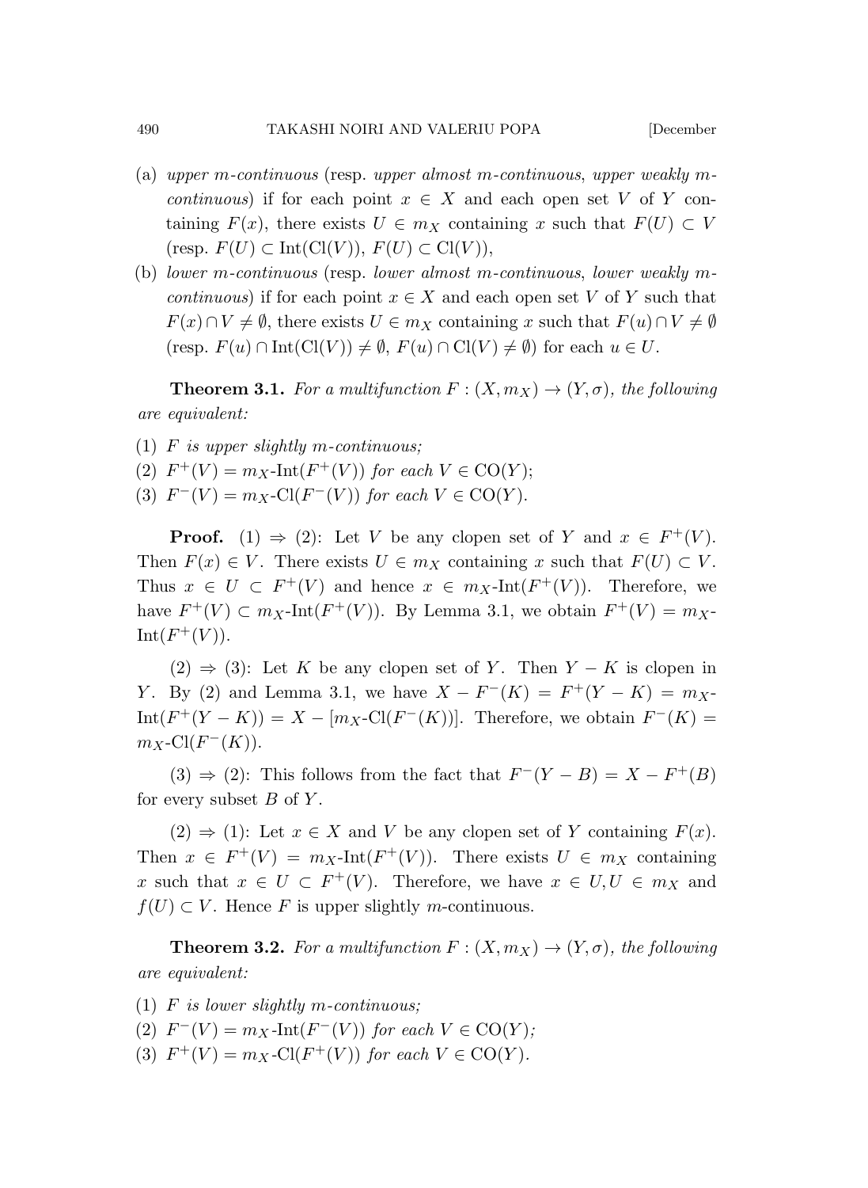(a) *upper m-continuous* (resp. *upper almost m-continuous*, *upper weakly m-continuous*) if for each point $x \in X$ and each open set $V$ of $Y$ containing $F(x)$, there exists $U \in m_X$ containing $x$ such that $F(U) \subset V$ (resp. $F(U) \subset \mathrm{Int}(\mathrm{Cl}(V))$, $F(U) \subset \mathrm{Cl}(V)$),

(b) *lower m-continuous* (resp. *lower almost m-continuous*, *lower weakly m-continuous*) if for each point $x \in X$ and each open set $V$ of $Y$ such that $F(x) \cap V \neq \emptyset$, there exists $U \in m_X$ containing $x$ such that $F(u) \cap V \neq \emptyset$ (resp. $F(u) \cap \mathrm{Int}(\mathrm{Cl}(V)) \neq \emptyset$, $F(u) \cap \mathrm{Cl}(V) \neq \emptyset$) for each $u \in U$.

**Theorem 3.1.** *For a multifunction $F : (X, m_X) \to (Y, \sigma)$, the following are equivalent:*

(1) *$F$ is upper slightly m-continuous;*

(2) *$F^+(V) = m_X\text{-}\mathrm{Int}(F^+(V))$ for each $V \in \mathrm{CO}(Y)$;*

(3) *$F^-(V) = m_X\text{-}\mathrm{Cl}(F^-(V))$ for each $V \in \mathrm{CO}(Y)$.*

**Proof.** (1) $\Rightarrow$ (2): Let $V$ be any clopen set of $Y$ and $x \in F^+(V)$. Then $F(x) \in V$. There exists $U \in m_X$ containing $x$ such that $F(U) \subset V$. Thus $x \in U \subset F^+(V)$ and hence $x \in m_X\text{-}\mathrm{Int}(F^+(V))$. Therefore, we have $F^+(V) \subset m_X\text{-}\mathrm{Int}(F^+(V))$. By Lemma 3.1, we obtain $F^+(V) = m_X\text{-}\mathrm{Int}(F^+(V))$.

(2) $\Rightarrow$ (3): Let $K$ be any clopen set of $Y$. Then $Y - K$ is clopen in $Y$. By (2) and Lemma 3.1, we have $X - F^-(K) = F^+(Y - K) = m_X\text{-}\mathrm{Int}(F^+(Y - K)) = X - [m_X\text{-}\mathrm{Cl}(F^-(K))]$. Therefore, we obtain $F^-(K) = m_X\text{-}\mathrm{Cl}(F^-(K))$.

(3) $\Rightarrow$ (2): This follows from the fact that $F^-(Y - B) = X - F^+(B)$ for every subset $B$ of $Y$.

(2) $\Rightarrow$ (1): Let $x \in X$ and $V$ be any clopen set of $Y$ containing $F(x)$. Then $x \in F^+(V) = m_X\text{-}\mathrm{Int}(F^+(V))$. There exists $U \in m_X$ containing $x$ such that $x \in U \subset F^+(V)$. Therefore, we have $x \in U, U \in m_X$ and $f(U) \subset V$. Hence $F$ is upper slightly $m$-continuous.

**Theorem 3.2.** *For a multifunction $F : (X, m_X) \to (Y, \sigma)$, the following are equivalent:*

(1) *$F$ is lower slightly m-continuous;*

(2) *$F^-(V) = m_X\text{-}\mathrm{Int}(F^-(V))$ for each $V \in \mathrm{CO}(Y)$;*

(3) *$F^+(V) = m_X\text{-}\mathrm{Cl}(F^+(V))$ for each $V \in \mathrm{CO}(Y)$.*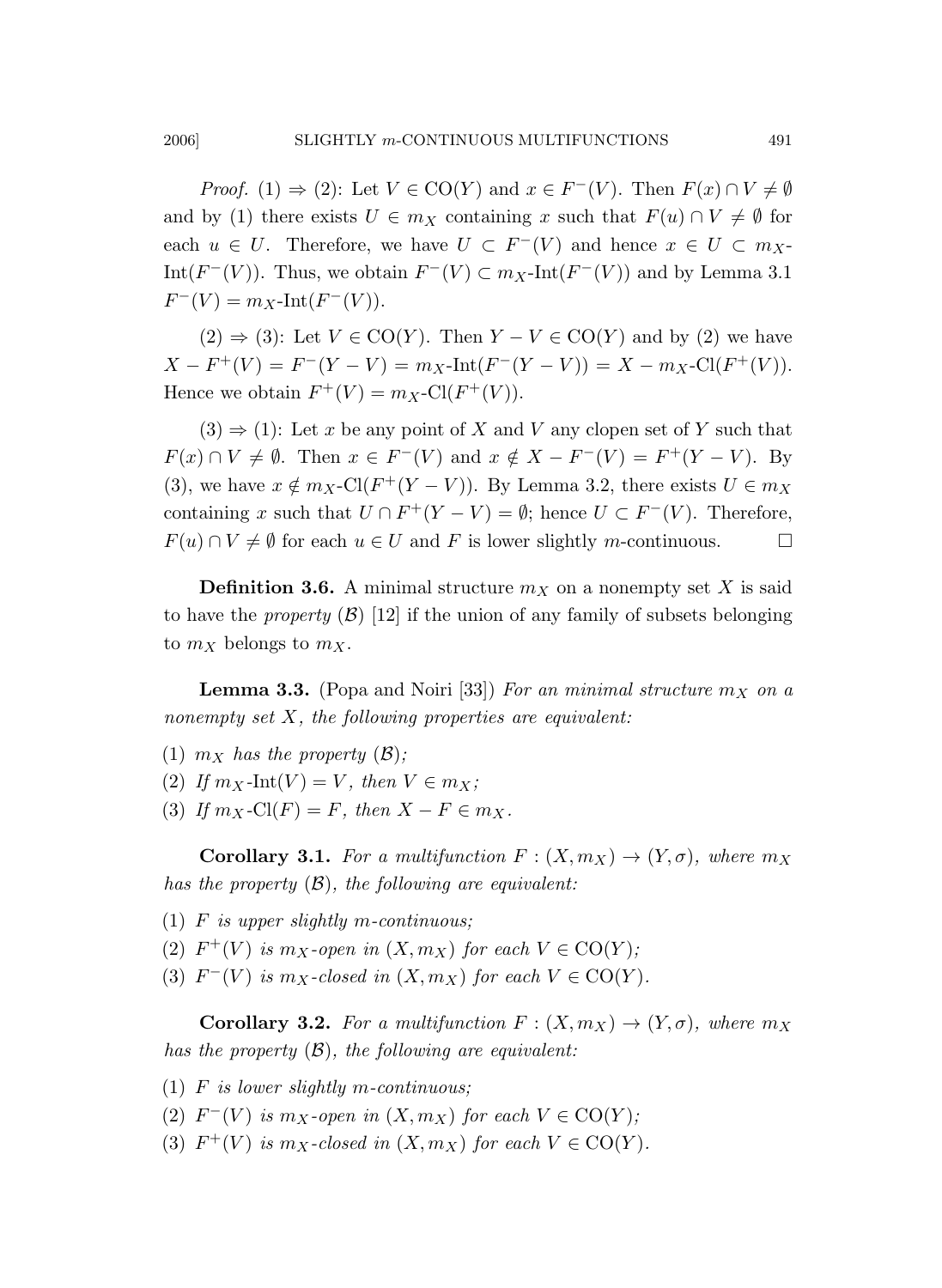*Proof.* (1) ⇒ (2): Let $V \in \mathrm{CO}(Y)$ and $x \in F^-(V)$. Then $F(x) \cap V \neq \emptyset$ and by (1) there exists $U \in m_X$ containing $x$ such that $F(u) \cap V \neq \emptyset$ for each $u \in U$. Therefore, we have $U \subset F^-(V)$ and hence $x \in U \subset m_X$-$\mathrm{Int}(F^-(V))$. Thus, we obtain $F^-(V) \subset m_X$-$\mathrm{Int}(F^-(V))$ and by Lemma 3.1 $F^-(V) = m_X$-$\mathrm{Int}(F^-(V))$.

(2) ⇒ (3): Let $V \in \mathrm{CO}(Y)$. Then $Y - V \in \mathrm{CO}(Y)$ and by (2) we have $X - F^+(V) = F^-(Y - V) = m_X$-$\mathrm{Int}(F^-(Y - V)) = X - m_X$-$\mathrm{Cl}(F^+(V))$. Hence we obtain $F^+(V) = m_X$-$\mathrm{Cl}(F^+(V))$.

(3) ⇒ (1): Let $x$ be any point of $X$ and $V$ any clopen set of $Y$ such that $F(x) \cap V \neq \emptyset$. Then $x \in F^-(V)$ and $x \notin X - F^-(V) = F^+(Y - V)$. By (3), we have $x \notin m_X$-$\mathrm{Cl}(F^+(Y - V))$. By Lemma 3.2, there exists $U \in m_X$ containing $x$ such that $U \cap F^+(Y - V) = \emptyset$; hence $U \subset F^-(V)$. Therefore, $F(u) \cap V \neq \emptyset$ for each $u \in U$ and $F$ is lower slightly $m$-continuous. □

**Definition 3.6.** A minimal structure $m_X$ on a nonempty set $X$ is said to have the *property* $(\mathcal{B})$ [12] if the union of any family of subsets belonging to $m_X$ belongs to $m_X$.

**Lemma 3.3.** (Popa and Noiri [33]) *For an minimal structure $m_X$ on a nonempty set $X$, the following properties are equivalent:*

(1) *$m_X$ has the property $(\mathcal{B})$;*
(2) *If $m_X$-$\mathrm{Int}(V) = V$, then $V \in m_X$;*
(3) *If $m_X$-$\mathrm{Cl}(F) = F$, then $X - F \in m_X$.*

**Corollary 3.1.** *For a multifunction $F : (X, m_X) \to (Y, \sigma)$, where $m_X$ has the property $(\mathcal{B})$, the following are equivalent:*

(1) *$F$ is upper slightly $m$-continuous;*
(2) *$F^+(V)$ is $m_X$-open in $(X, m_X)$ for each $V \in \mathrm{CO}(Y)$;*
(3) *$F^-(V)$ is $m_X$-closed in $(X, m_X)$ for each $V \in \mathrm{CO}(Y)$.*

**Corollary 3.2.** *For a multifunction $F : (X, m_X) \to (Y, \sigma)$, where $m_X$ has the property $(\mathcal{B})$, the following are equivalent:*

(1) *$F$ is lower slightly $m$-continuous;*
(2) *$F^-(V)$ is $m_X$-open in $(X, m_X)$ for each $V \in \mathrm{CO}(Y)$;*
(3) *$F^+(V)$ is $m_X$-closed in $(X, m_X)$ for each $V \in \mathrm{CO}(Y)$.*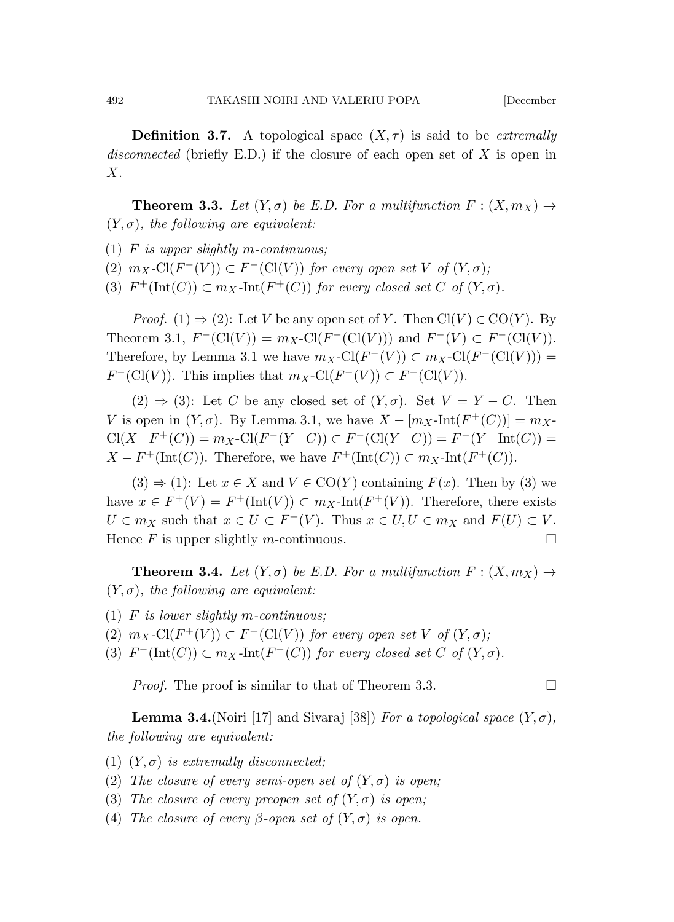**Definition 3.7.** A topological space $(X, \tau)$ is said to be *extremally disconnected* (briefly E.D.) if the closure of each open set of $X$ is open in $X$.

**Theorem 3.3.** *Let $(Y, \sigma)$ be E.D. For a multifunction $F : (X, m_X) \to (Y, \sigma)$, the following are equivalent:*

(1) *$F$ is upper slightly $m$-continuous;*
(2) *$m_X$-$\mathrm{Cl}(F^-(V)) \subset F^-(\mathrm{Cl}(V))$ for every open set $V$ of $(Y, \sigma)$;*
(3) *$F^+(\mathrm{Int}(C)) \subset m_X$-$\mathrm{Int}(F^+(C))$ for every closed set $C$ of $(Y, \sigma)$.*

*Proof.* (1) $\Rightarrow$ (2): Let $V$ be any open set of $Y$. Then $\mathrm{Cl}(V) \in \mathrm{CO}(Y)$. By Theorem 3.1, $F^-(\mathrm{Cl}(V)) = m_X$-$\mathrm{Cl}(F^-(\mathrm{Cl}(V)))$ and $F^-(V) \subset F^-(\mathrm{Cl}(V))$. Therefore, by Lemma 3.1 we have $m_X$-$\mathrm{Cl}(F^-(V)) \subset m_X$-$\mathrm{Cl}(F^-(\mathrm{Cl}(V))) = F^-(\mathrm{Cl}(V))$. This implies that $m_X$-$\mathrm{Cl}(F^-(V)) \subset F^-(\mathrm{Cl}(V))$.

(2) $\Rightarrow$ (3): Let $C$ be any closed set of $(Y, \sigma)$. Set $V = Y - C$. Then $V$ is open in $(Y, \sigma)$. By Lemma 3.1, we have $X - [m_X$-$\mathrm{Int}(F^+(C))] = m_X$-$\mathrm{Cl}(X - F^+(C)) = m_X$-$\mathrm{Cl}(F^-(Y - C)) \subset F^-(\mathrm{Cl}(Y - C)) = F^-(Y - \mathrm{Int}(C)) = X - F^+(\mathrm{Int}(C))$. Therefore, we have $F^+(\mathrm{Int}(C)) \subset m_X$-$\mathrm{Int}(F^+(C))$.

(3) $\Rightarrow$ (1): Let $x \in X$ and $V \in \mathrm{CO}(Y)$ containing $F(x)$. Then by (3) we have $x \in F^+(V) = F^+(\mathrm{Int}(V)) \subset m_X$-$\mathrm{Int}(F^+(V))$. Therefore, there exists $U \in m_X$ such that $x \in U \subset F^+(V)$. Thus $x \in U, U \in m_X$ and $F(U) \subset V$. Hence $F$ is upper slightly $m$-continuous. □

**Theorem 3.4.** *Let $(Y, \sigma)$ be E.D. For a multifunction $F : (X, m_X) \to (Y, \sigma)$, the following are equivalent:*

(1) *$F$ is lower slightly $m$-continuous;*
(2) *$m_X$-$\mathrm{Cl}(F^+(V)) \subset F^+(\mathrm{Cl}(V))$ for every open set $V$ of $(Y, \sigma)$;*
(3) *$F^-(\mathrm{Int}(C)) \subset m_X$-$\mathrm{Int}(F^-(C))$ for every closed set $C$ of $(Y, \sigma)$.*

*Proof.* The proof is similar to that of Theorem 3.3. □

**Lemma 3.4.**(Noiri [17] and Sivaraj [38]) *For a topological space $(Y, \sigma)$, the following are equivalent:*

(1) *$(Y, \sigma)$ is extremally disconnected;*
(2) *The closure of every semi-open set of $(Y, \sigma)$ is open;*
(3) *The closure of every preopen set of $(Y, \sigma)$ is open;*
(4) *The closure of every $\beta$-open set of $(Y, \sigma)$ is open.*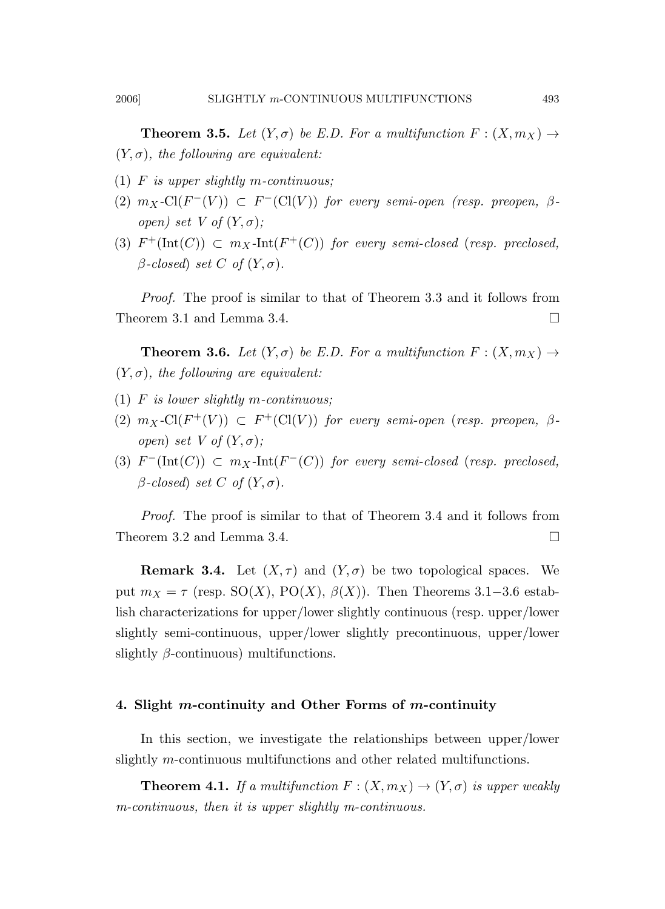**Theorem 3.5.** *Let $(Y, \sigma)$ be E.D. For a multifunction $F : (X, m_X) \to (Y, \sigma)$, the following are equivalent:*

(1) *$F$ is upper slightly $m$-continuous;*

(2) *$m_X$-$\mathrm{Cl}(F^-(V)) \subset F^-(\mathrm{Cl}(V))$ for every semi-open (resp. preopen, $\beta$-open) set $V$ of $(Y, \sigma)$;*

(3) *$F^+(\mathrm{Int}(C)) \subset m_X$-$\mathrm{Int}(F^+(C))$ for every semi-closed (resp. preclosed, $\beta$-closed) set $C$ of $(Y, \sigma)$.*

*Proof.* The proof is similar to that of Theorem 3.3 and it follows from Theorem 3.1 and Lemma 3.4. □

**Theorem 3.6.** *Let $(Y, \sigma)$ be E.D. For a multifunction $F : (X, m_X) \to (Y, \sigma)$, the following are equivalent:*

(1) *$F$ is lower slightly $m$-continuous;*

(2) *$m_X$-$\mathrm{Cl}(F^+(V)) \subset F^+(\mathrm{Cl}(V))$ for every semi-open (resp. preopen, $\beta$-open) set $V$ of $(Y, \sigma)$;*

(3) *$F^-(\mathrm{Int}(C)) \subset m_X$-$\mathrm{Int}(F^-(C))$ for every semi-closed (resp. preclosed, $\beta$-closed) set $C$ of $(Y, \sigma)$.*

*Proof.* The proof is similar to that of Theorem 3.4 and it follows from Theorem 3.2 and Lemma 3.4. □

**Remark 3.4.** Let $(X, \tau)$ and $(Y, \sigma)$ be two topological spaces. We put $m_X = \tau$ (resp. $\mathrm{SO}(X)$, $\mathrm{PO}(X)$, $\beta(X)$). Then Theorems 3.1−3.6 establish characterizations for upper/lower slightly continuous (resp. upper/lower slightly semi-continuous, upper/lower slightly precontinuous, upper/lower slightly $\beta$-continuous) multifunctions.

## 4. Slight $m$-continuity and Other Forms of $m$-continuity

In this section, we investigate the relationships between upper/lower slightly $m$-continuous multifunctions and other related multifunctions.

**Theorem 4.1.** *If a multifunction $F : (X, m_X) \to (Y, \sigma)$ is upper weakly $m$-continuous, then it is upper slightly $m$-continuous.*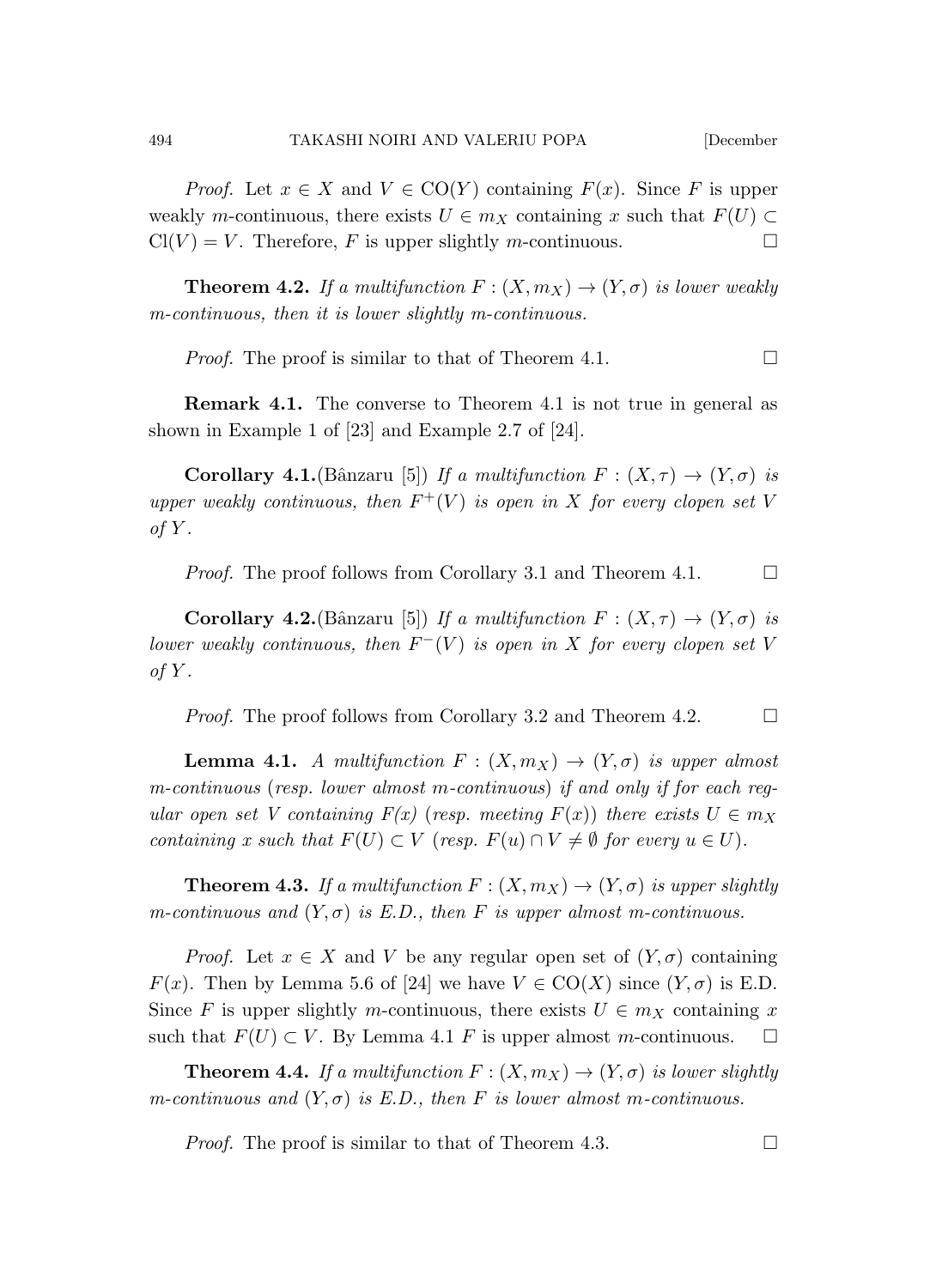*Proof.* Let $x \in X$ and $V \in \mathrm{CO}(Y)$ containing $F(x)$. Since $F$ is upper weakly $m$-continuous, there exists $U \in m_X$ containing $x$ such that $F(U) \subset \mathrm{Cl}(V) = V$. Therefore, $F$ is upper slightly $m$-continuous. □

**Theorem 4.2.** *If a multifunction $F : (X, m_X) \to (Y, \sigma)$ is lower weakly $m$-continuous, then it is lower slightly $m$-continuous.*

*Proof.* The proof is similar to that of Theorem 4.1. □

**Remark 4.1.** The converse to Theorem 4.1 is not true in general as shown in Example 1 of [23] and Example 2.7 of [24].

**Corollary 4.1.**(Bânzaru [5]) *If a multifunction $F : (X, \tau) \to (Y, \sigma)$ is upper weakly continuous, then $F^+(V)$ is open in $X$ for every clopen set $V$ of $Y$.*

*Proof.* The proof follows from Corollary 3.1 and Theorem 4.1. □

**Corollary 4.2.**(Bânzaru [5]) *If a multifunction $F : (X, \tau) \to (Y, \sigma)$ is lower weakly continuous, then $F^-(V)$ is open in $X$ for every clopen set $V$ of $Y$.*

*Proof.* The proof follows from Corollary 3.2 and Theorem 4.2. □

**Lemma 4.1.** *A multifunction $F : (X, m_X) \to (Y, \sigma)$ is upper almost $m$-continuous (resp. lower almost $m$-continuous) if and only if for each regular open set $V$ containing $F(x)$ (resp. meeting $F(x)$) there exists $U \in m_X$ containing $x$ such that $F(U) \subset V$ (resp. $F(u) \cap V \neq \emptyset$ for every $u \in U$).*

**Theorem 4.3.** *If a multifunction $F : (X, m_X) \to (Y, \sigma)$ is upper slightly $m$-continuous and $(Y, \sigma)$ is E.D., then $F$ is upper almost $m$-continuous.*

*Proof.* Let $x \in X$ and $V$ be any regular open set of $(Y, \sigma)$ containing $F(x)$. Then by Lemma 5.6 of [24] we have $V \in \mathrm{CO}(X)$ since $(Y, \sigma)$ is E.D. Since $F$ is upper slightly $m$-continuous, there exists $U \in m_X$ containing $x$ such that $F(U) \subset V$. By Lemma 4.1 $F$ is upper almost $m$-continuous. □

**Theorem 4.4.** *If a multifunction $F : (X, m_X) \to (Y, \sigma)$ is lower slightly $m$-continuous and $(Y, \sigma)$ is E.D., then $F$ is lower almost $m$-continuous.*

*Proof.* The proof is similar to that of Theorem 4.3. □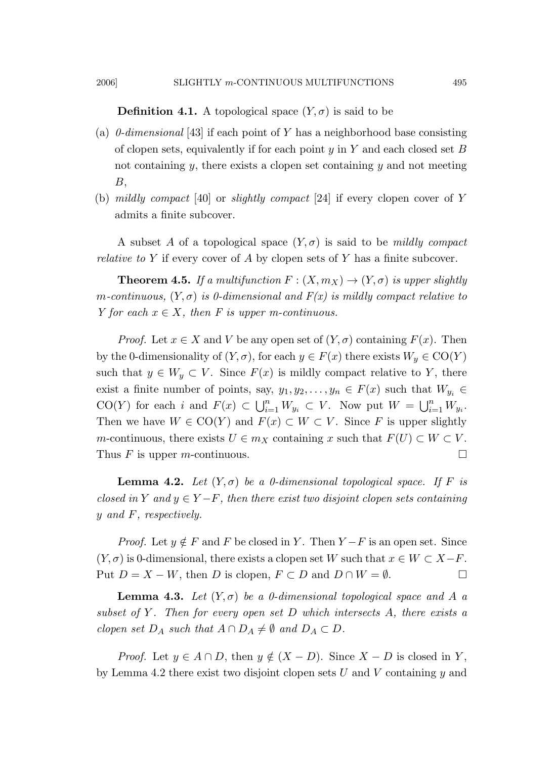**Definition 4.1.** A topological space $(Y, \sigma)$ is said to be

(a) *0-dimensional* [43] if each point of $Y$ has a neighborhood base consisting of clopen sets, equivalently if for each point $y$ in $Y$ and each closed set $B$ not containing $y$, there exists a clopen set containing $y$ and not meeting $B$,

(b) *mildly compact* [40] or *slightly compact* [24] if every clopen cover of $Y$ admits a finite subcover.

A subset $A$ of a topological space $(Y, \sigma)$ is said to be *mildly compact relative to* $Y$ if every cover of $A$ by clopen sets of $Y$ has a finite subcover.

**Theorem 4.5.** *If a multifunction $F : (X, m_X) \to (Y, \sigma)$ is upper slightly $m$-continuous, $(Y, \sigma)$ is 0-dimensional and $F(x)$ is mildly compact relative to $Y$ for each $x \in X$, then $F$ is upper $m$-continuous.*

*Proof.* Let $x \in X$ and $V$ be any open set of $(Y, \sigma)$ containing $F(x)$. Then by the 0-dimensionality of $(Y, \sigma)$, for each $y \in F(x)$ there exists $W_y \in \mathrm{CO}(Y)$ such that $y \in W_y \subset V$. Since $F(x)$ is mildly compact relative to $Y$, there exist a finite number of points, say, $y_1, y_2, \ldots, y_n \in F(x)$ such that $W_{y_i} \in \mathrm{CO}(Y)$ for each $i$ and $F(x) \subset \bigcup_{i=1}^{n} W_{y_i} \subset V$. Now put $W = \bigcup_{i=1}^{n} W_{y_i}$. Then we have $W \in \mathrm{CO}(Y)$ and $F(x) \subset W \subset V$. Since $F$ is upper slightly $m$-continuous, there exists $U \in m_X$ containing $x$ such that $F(U) \subset W \subset V$. Thus $F$ is upper $m$-continuous. $\square$

**Lemma 4.2.** *Let $(Y, \sigma)$ be a 0-dimensional topological space. If $F$ is closed in $Y$ and $y \in Y - F$, then there exist two disjoint clopen sets containing $y$ and $F$, respectively.*

*Proof.* Let $y \notin F$ and $F$ be closed in $Y$. Then $Y - F$ is an open set. Since $(Y, \sigma)$ is 0-dimensional, there exists a clopen set $W$ such that $x \in W \subset X - F$. Put $D = X - W$, then $D$ is clopen, $F \subset D$ and $D \cap W = \emptyset$. $\square$

**Lemma 4.3.** *Let $(Y, \sigma)$ be a 0-dimensional topological space and $A$ a subset of $Y$. Then for every open set $D$ which intersects $A$, there exists a clopen set $D_A$ such that $A \cap D_A \neq \emptyset$ and $D_A \subset D$.*

*Proof.* Let $y \in A \cap D$, then $y \notin (X - D)$. Since $X - D$ is closed in $Y$, by Lemma 4.2 there exist two disjoint clopen sets $U$ and $V$ containing $y$ and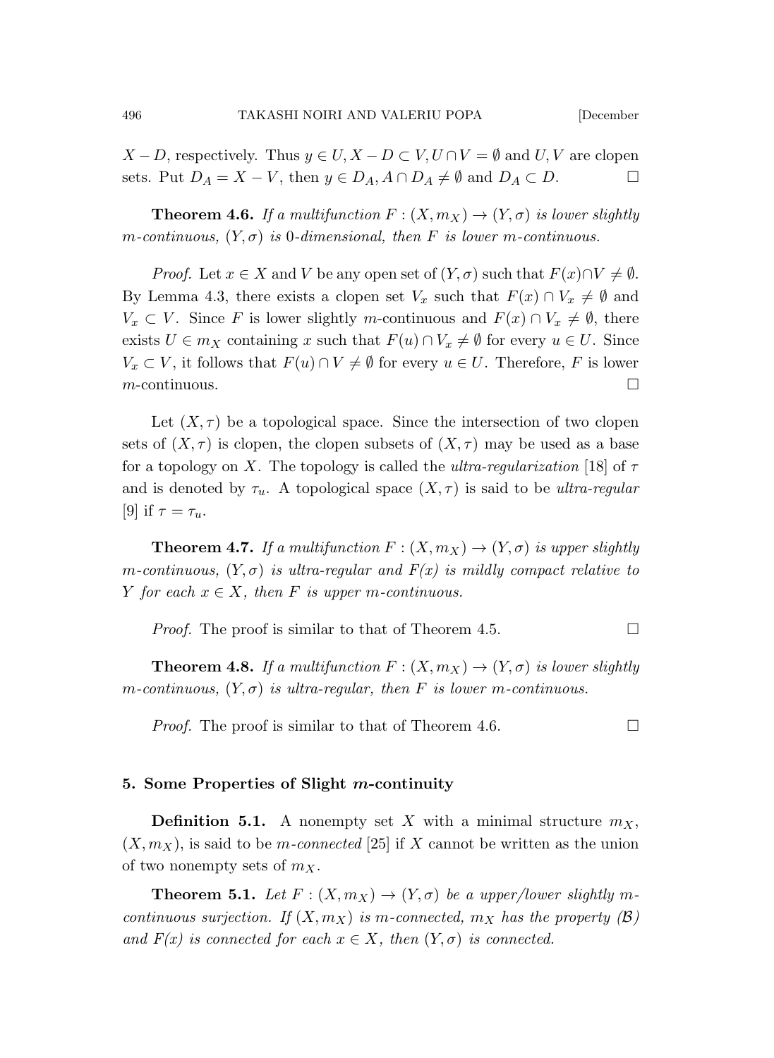$X - D$, respectively. Thus $y \in U, X - D \subset V, U \cap V = \emptyset$ and $U, V$ are clopen sets. Put $D_A = X - V$, then $y \in D_A, A \cap D_A \neq \emptyset$ and $D_A \subset D$. $\square$

**Theorem 4.6.** *If a multifunction $F : (X, m_X) \to (Y, \sigma)$ is lower slightly $m$-continuous, $(Y, \sigma)$ is 0-dimensional, then $F$ is lower $m$-continuous.*

*Proof.* Let $x \in X$ and $V$ be any open set of $(Y, \sigma)$ such that $F(x) \cap V \neq \emptyset$. By Lemma 4.3, there exists a clopen set $V_x$ such that $F(x) \cap V_x \neq \emptyset$ and $V_x \subset V$. Since $F$ is lower slightly $m$-continuous and $F(x) \cap V_x \neq \emptyset$, there exists $U \in m_X$ containing $x$ such that $F(u) \cap V_x \neq \emptyset$ for every $u \in U$. Since $V_x \subset V$, it follows that $F(u) \cap V \neq \emptyset$ for every $u \in U$. Therefore, $F$ is lower $m$-continuous. $\square$

Let $(X, \tau)$ be a topological space. Since the intersection of two clopen sets of $(X, \tau)$ is clopen, the clopen subsets of $(X, \tau)$ may be used as a base for a topology on $X$. The topology is called the *ultra-regularization* [18] of $\tau$ and is denoted by $\tau_u$. A topological space $(X, \tau)$ is said to be *ultra-regular* [9] if $\tau = \tau_u$.

**Theorem 4.7.** *If a multifunction $F : (X, m_X) \to (Y, \sigma)$ is upper slightly $m$-continuous, $(Y, \sigma)$ is ultra-regular and $F(x)$ is mildly compact relative to $Y$ for each $x \in X$, then $F$ is upper $m$-continuous.*

*Proof.* The proof is similar to that of Theorem 4.5. $\square$

**Theorem 4.8.** *If a multifunction $F : (X, m_X) \to (Y, \sigma)$ is lower slightly $m$-continuous, $(Y, \sigma)$ is ultra-regular, then $F$ is lower $m$-continuous.*

*Proof.* The proof is similar to that of Theorem 4.6. $\square$

## 5. Some Properties of Slight $m$-continuity

**Definition 5.1.** A nonempty set $X$ with a minimal structure $m_X$, $(X, m_X)$, is said to be *$m$-connected* [25] if $X$ cannot be written as the union of two nonempty sets of $m_X$.

**Theorem 5.1.** *Let $F : (X, m_X) \to (Y, \sigma)$ be a upper/lower slightly $m$-continuous surjection. If $(X, m_X)$ is $m$-connected, $m_X$ has the property $(\mathcal{B})$ and $F(x)$ is connected for each $x \in X$, then $(Y, \sigma)$ is connected.*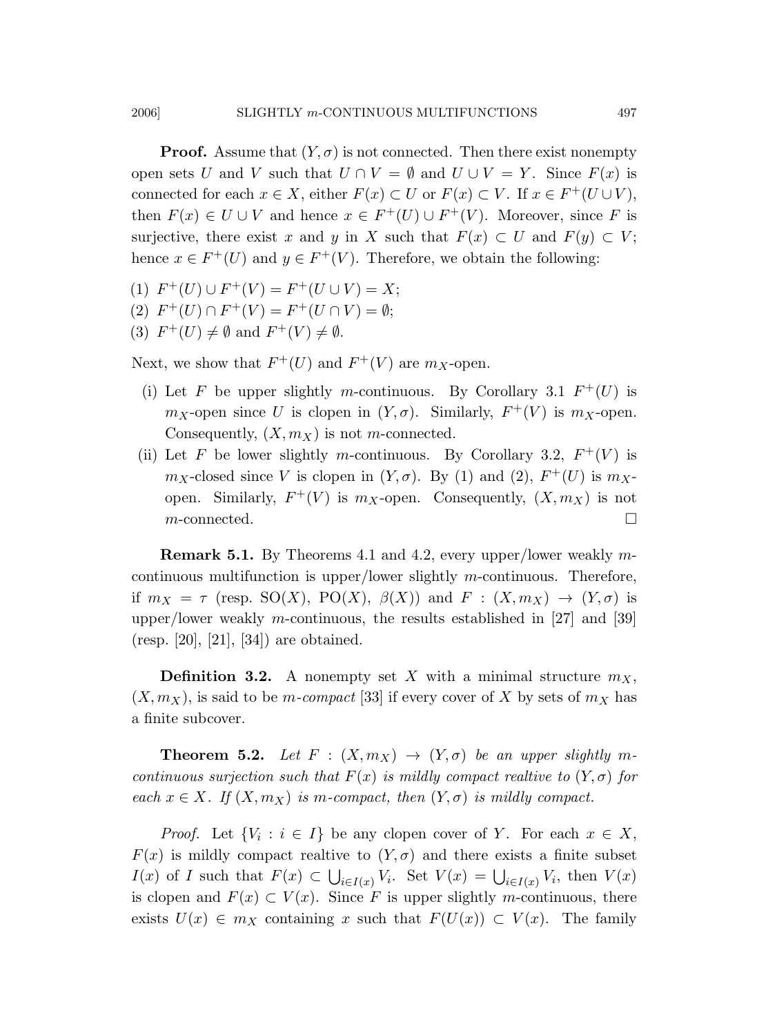**Proof.** Assume that $(Y, \sigma)$ is not connected. Then there exist nonempty open sets $U$ and $V$ such that $U \cap V = \emptyset$ and $U \cup V = Y$. Since $F(x)$ is connected for each $x \in X$, either $F(x) \subset U$ or $F(x) \subset V$. If $x \in F^+(U \cup V)$, then $F(x) \in U \cup V$ and hence $x \in F^+(U) \cup F^+(V)$. Moreover, since $F$ is surjective, there exist $x$ and $y$ in $X$ such that $F(x) \subset U$ and $F(y) \subset V$; hence $x \in F^+(U)$ and $y \in F^+(V)$. Therefore, we obtain the following:

(1) $F^+(U) \cup F^+(V) = F^+(U \cup V) = X$;
(2) $F^+(U) \cap F^+(V) = F^+(U \cap V) = \emptyset$;
(3) $F^+(U) \neq \emptyset$ and $F^+(V) \neq \emptyset$.

Next, we show that $F^+(U)$ and $F^+(V)$ are $m_X$-open.

(i) Let $F$ be upper slightly $m$-continuous. By Corollary 3.1 $F^+(U)$ is $m_X$-open since $U$ is clopen in $(Y, \sigma)$. Similarly, $F^+(V)$ is $m_X$-open. Consequently, $(X, m_X)$ is not $m$-connected.

(ii) Let $F$ be lower slightly $m$-continuous. By Corollary 3.2, $F^+(V)$ is $m_X$-closed since $V$ is clopen in $(Y, \sigma)$. By (1) and (2), $F^+(U)$ is $m_X$-open. Similarly, $F^+(V)$ is $m_X$-open. Consequently, $(X, m_X)$ is not $m$-connected. □

**Remark 5.1.** By Theorems 4.1 and 4.2, every upper/lower weakly $m$-continuous multifunction is upper/lower slightly $m$-continuous. Therefore, if $m_X = \tau$ (resp. $\mathrm{SO}(X)$, $\mathrm{PO}(X)$, $\beta(X)$) and $F : (X, m_X) \to (Y, \sigma)$ is upper/lower weakly $m$-continuous, the results established in [27] and [39] (resp. [20], [21], [34]) are obtained.

**Definition 3.2.** A nonempty set $X$ with a minimal structure $m_X$, $(X, m_X)$, is said to be *m-compact* [33] if every cover of $X$ by sets of $m_X$ has a finite subcover.

**Theorem 5.2.** *Let $F : (X, m_X) \to (Y, \sigma)$ be an upper slightly $m$-continuous surjection such that $F(x)$ is mildly compact realtive to $(Y, \sigma)$ for each $x \in X$. If $(X, m_X)$ is $m$-compact, then $(Y, \sigma)$ is mildly compact.*

*Proof.* Let $\{V_i : i \in I\}$ be any clopen cover of $Y$. For each $x \in X$, $F(x)$ is mildly compact realtive to $(Y, \sigma)$ and there exists a finite subset $I(x)$ of $I$ such that $F(x) \subset \bigcup_{i \in I(x)} V_i$. Set $V(x) = \bigcup_{i \in I(x)} V_i$, then $V(x)$ is clopen and $F(x) \subset V(x)$. Since $F$ is upper slightly $m$-continuous, there exists $U(x) \in m_X$ containing $x$ such that $F(U(x)) \subset V(x)$. The family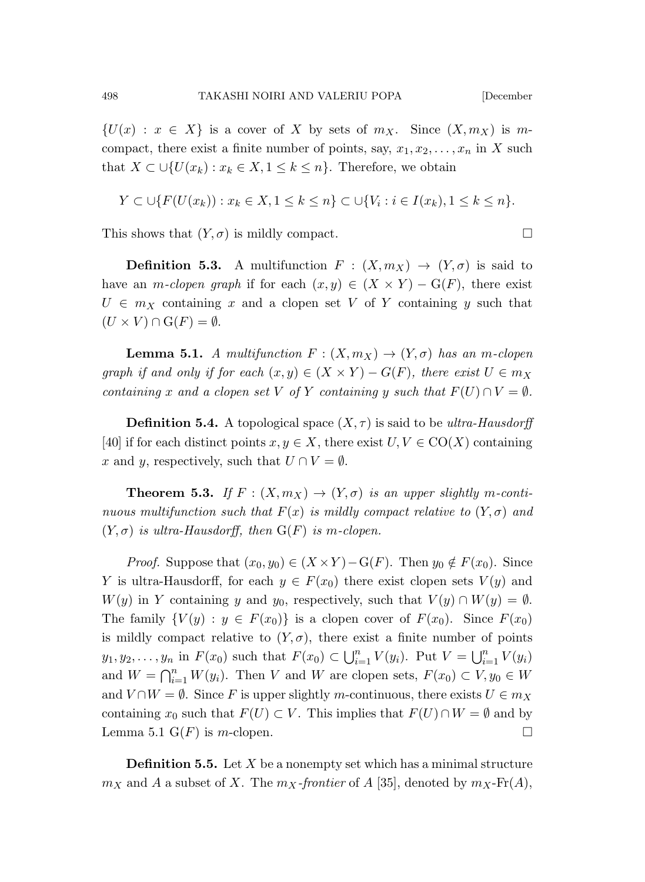$\{U(x) : x \in X\}$ is a cover of $X$ by sets of $m_X$. Since $(X, m_X)$ is $m$-compact, there exist a finite number of points, say, $x_1, x_2, \ldots, x_n$ in $X$ such that $X \subset \cup\{U(x_k) : x_k \in X, 1 \leq k \leq n\}$. Therefore, we obtain

$$Y \subset \cup\{F(U(x_k)) : x_k \in X, 1 \leq k \leq n\} \subset \cup\{V_i : i \in I(x_k), 1 \leq k \leq n\}.$$

This shows that $(Y, \sigma)$ is mildly compact. □

**Definition 5.3.** A multifunction $F : (X, m_X) \to (Y, \sigma)$ is said to have an *$m$-clopen graph* if for each $(x, y) \in (X \times Y) - \mathrm{G}(F)$, there exist $U \in m_X$ containing $x$ and a clopen set $V$ of $Y$ containing $y$ such that $(U \times V) \cap \mathrm{G}(F) = \emptyset$.

**Lemma 5.1.** *A multifunction $F : (X, m_X) \to (Y, \sigma)$ has an $m$-clopen graph if and only if for each $(x, y) \in (X \times Y) - G(F)$, there exist $U \in m_X$ containing $x$ and a clopen set $V$ of $Y$ containing $y$ such that $F(U) \cap V = \emptyset$.*

**Definition 5.4.** A topological space $(X, \tau)$ is said to be *ultra-Hausdorff* [40] if for each distinct points $x, y \in X$, there exist $U, V \in \mathrm{CO}(X)$ containing $x$ and $y$, respectively, such that $U \cap V = \emptyset$.

**Theorem 5.3.** *If $F : (X, m_X) \to (Y, \sigma)$ is an upper slightly $m$-continuous multifunction such that $F(x)$ is mildly compact relative to $(Y, \sigma)$ and $(Y, \sigma)$ is ultra-Hausdorff, then $\mathrm{G}(F)$ is $m$-clopen.*

*Proof.* Suppose that $(x_0, y_0) \in (X \times Y) - \mathrm{G}(F)$. Then $y_0 \notin F(x_0)$. Since $Y$ is ultra-Hausdorff, for each $y \in F(x_0)$ there exist clopen sets $V(y)$ and $W(y)$ in $Y$ containing $y$ and $y_0$, respectively, such that $V(y) \cap W(y) = \emptyset$. The family $\{V(y) : y \in F(x_0)\}$ is a clopen cover of $F(x_0)$. Since $F(x_0)$ is mildly compact relative to $(Y, \sigma)$, there exist a finite number of points $y_1, y_2, \ldots, y_n$ in $F(x_0)$ such that $F(x_0) \subset \bigcup_{i=1}^n V(y_i)$. Put $V = \bigcup_{i=1}^n V(y_i)$ and $W = \bigcap_{i=1}^n W(y_i)$. Then $V$ and $W$ are clopen sets, $F(x_0) \subset V, y_0 \in W$ and $V \cap W = \emptyset$. Since $F$ is upper slightly $m$-continuous, there exists $U \in m_X$ containing $x_0$ such that $F(U) \subset V$. This implies that $F(U) \cap W = \emptyset$ and by Lemma 5.1 $\mathrm{G}(F)$ is $m$-clopen. □

**Definition 5.5.** Let $X$ be a nonempty set which has a minimal structure $m_X$ and $A$ a subset of $X$. The *$m_X$-frontier* of $A$ [35], denoted by $m_X$-$\mathrm{Fr}(A)$,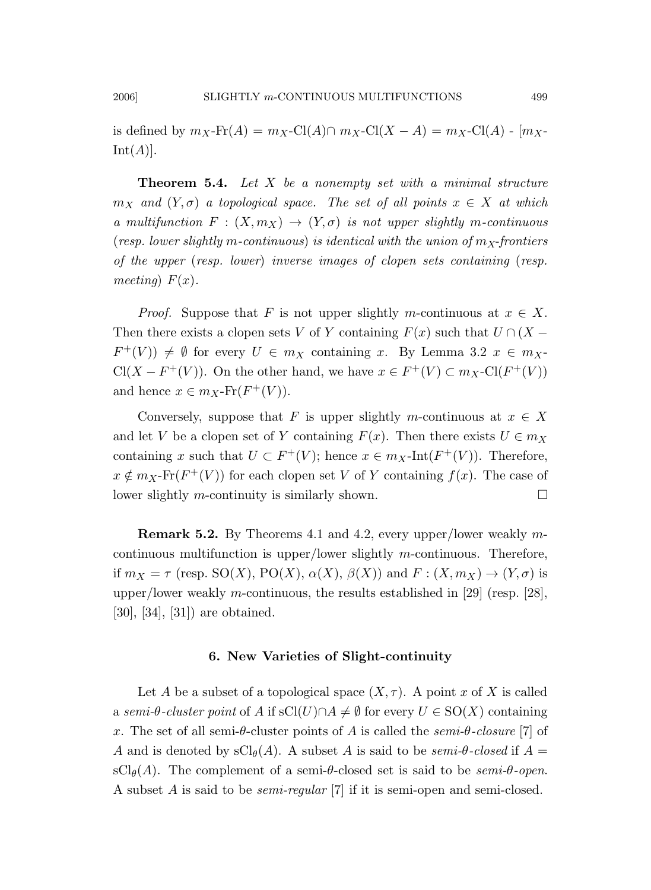is defined by $m_X$-Fr$(A) = m_X$-Cl$(A) \cap m_X$-Cl$(X - A) = m_X$-Cl$(A)$ - $[m_X$-Int$(A)]$.

**Theorem 5.4.** *Let $X$ be a nonempty set with a minimal structure $m_X$ and $(Y, \sigma)$ a topological space. The set of all points $x \in X$ at which a multifunction $F : (X, m_X) \to (Y, \sigma)$ is not upper slightly $m$-continuous* (*resp. lower slightly $m$-continuous*) *is identical with the union of $m_X$-frontiers of the upper* (*resp. lower*) *inverse images of clopen sets containing* (*resp. meeting*) *$F(x)$.*

*Proof.* Suppose that $F$ is not upper slightly $m$-continuous at $x \in X$. Then there exists a clopen sets $V$ of $Y$ containing $F(x)$ such that $U \cap (X - F^+(V)) \neq \emptyset$ for every $U \in m_X$ containing $x$. By Lemma 3.2 $x \in m_X$-Cl$(X - F^+(V))$. On the other hand, we have $x \in F^+(V) \subset m_X$-Cl$(F^+(V))$ and hence $x \in m_X$-Fr$(F^+(V))$.

Conversely, suppose that $F$ is upper slightly $m$-continuous at $x \in X$ and let $V$ be a clopen set of $Y$ containing $F(x)$. Then there exists $U \in m_X$ containing $x$ such that $U \subset F^+(V)$; hence $x \in m_X$-Int$(F^+(V))$. Therefore, $x \notin m_X$-Fr$(F^+(V))$ for each clopen set $V$ of $Y$ containing $f(x)$. The case of lower slightly $m$-continuity is similarly shown. $\square$

**Remark 5.2.** By Theorems 4.1 and 4.2, every upper/lower weakly $m$-continuous multifunction is upper/lower slightly $m$-continuous. Therefore, if $m_X = \tau$ (resp. SO$(X)$, PO$(X)$, $\alpha(X)$, $\beta(X)$) and $F : (X, m_X) \to (Y, \sigma)$ is upper/lower weakly $m$-continuous, the results established in [29] (resp. [28], [30], [34], [31]) are obtained.

## 6. New Varieties of Slight-continuity

Let $A$ be a subset of a topological space $(X, \tau)$. A point $x$ of $X$ is called a *semi-$\theta$-cluster point* of $A$ if sCl$(U) \cap A \neq \emptyset$ for every $U \in$ SO$(X)$ containing $x$. The set of all semi-$\theta$-cluster points of $A$ is called the *semi-$\theta$-closure* [7] of $A$ and is denoted by sCl$_\theta(A)$. A subset $A$ is said to be *semi-$\theta$-closed* if $A =$ sCl$_\theta(A)$. The complement of a semi-$\theta$-closed set is said to be *semi-$\theta$-open.* A subset $A$ is said to be *semi-regular* [7] if it is semi-open and semi-closed.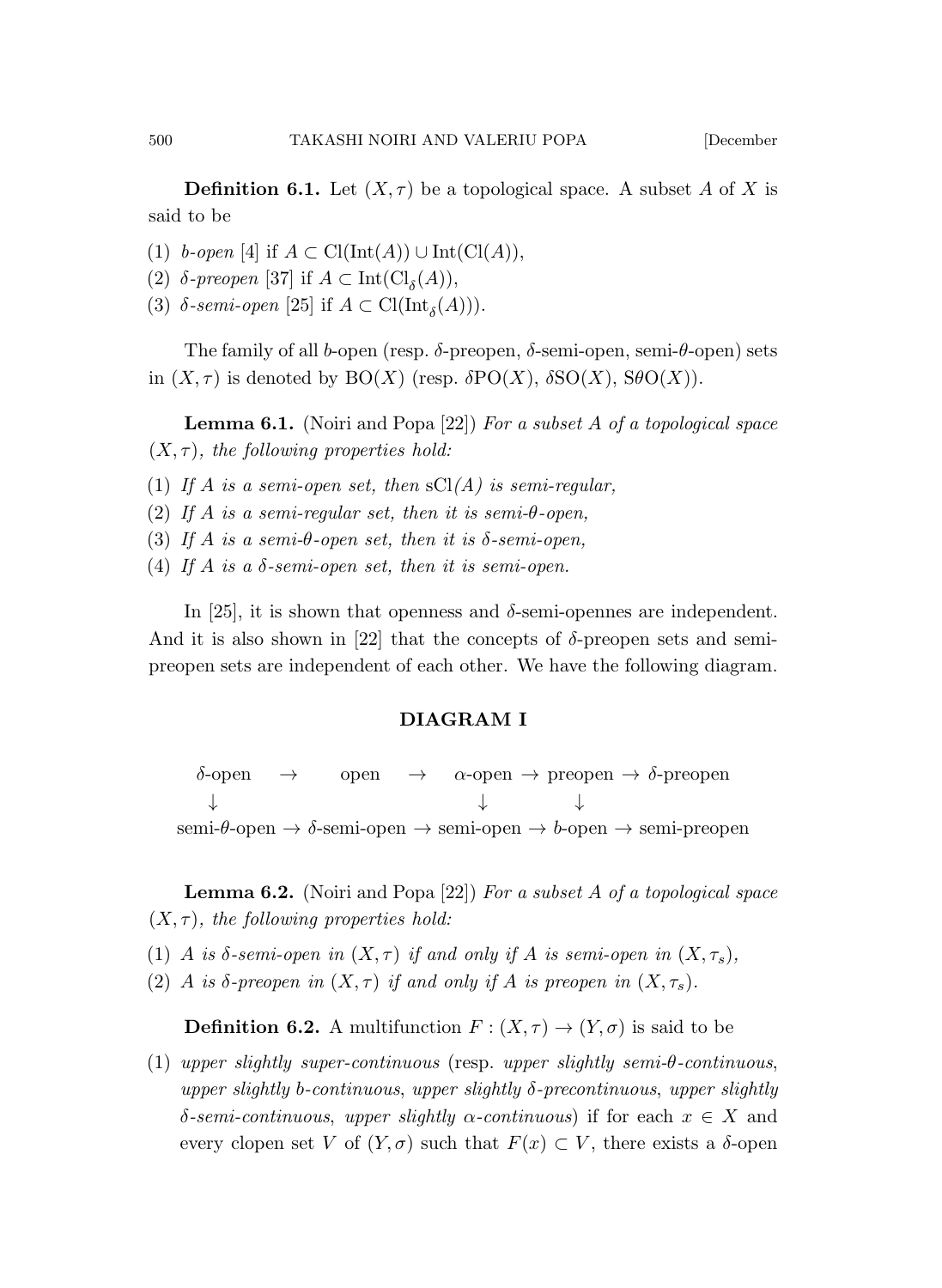**Definition 6.1.** Let $(X, \tau)$ be a topological space. A subset $A$ of $X$ is said to be

(1) *b-open* [4] if $A \subset \text{Cl}(\text{Int}(A)) \cup \text{Int}(\text{Cl}(A))$,
(2) *$\delta$-preopen* [37] if $A \subset \text{Int}(\text{Cl}_\delta(A))$,
(3) *$\delta$-semi-open* [25] if $A \subset \text{Cl}(\text{Int}_\delta(A)))$.

The family of all $b$-open (resp. $\delta$-preopen, $\delta$-semi-open, semi-$\theta$-open) sets in $(X, \tau)$ is denoted by $\text{BO}(X)$ (resp. $\delta\text{PO}(X)$, $\delta\text{SO}(X)$, $\text{S}\theta\text{O}(X)$).

**Lemma 6.1.** (Noiri and Popa [22]) *For a subset $A$ of a topological space $(X, \tau)$, the following properties hold:*

(1) *If $A$ is a semi-open set, then* $\text{sCl}(A)$ *is semi-regular,*
(2) *If $A$ is a semi-regular set, then it is semi-$\theta$-open,*
(3) *If $A$ is a semi-$\theta$-open set, then it is $\delta$-semi-open,*
(4) *If $A$ is a $\delta$-semi-open set, then it is semi-open.*

In [25], it is shown that openness and $\delta$-semi-opennes are independent. And it is also shown in [22] that the concepts of $\delta$-preopen sets and semi-preopen sets are independent of each other. We have the following diagram.

**DIAGRAM I**

$$
\begin{array}{ccccccccc}
\delta\text{-open} & \rightarrow & \text{open} & \rightarrow & \alpha\text{-open} & \rightarrow & \text{preopen} & \rightarrow & \delta\text{-preopen} \\
\downarrow & & & & \downarrow & & \downarrow & & \\
\text{semi-}\theta\text{-open} & \rightarrow & \delta\text{-semi-open} & \rightarrow & \text{semi-open} & \rightarrow & b\text{-open} & \rightarrow & \text{semi-preopen}
\end{array}
$$

**Lemma 6.2.** (Noiri and Popa [22]) *For a subset $A$ of a topological space $(X, \tau)$, the following properties hold:*

(1) *$A$ is $\delta$-semi-open in $(X, \tau)$ if and only if $A$ is semi-open in $(X, \tau_s)$,*
(2) *$A$ is $\delta$-preopen in $(X, \tau)$ if and only if $A$ is preopen in $(X, \tau_s)$.*

**Definition 6.2.** A multifunction $F : (X, \tau) \rightarrow (Y, \sigma)$ is said to be

(1) *upper slightly super-continuous* (resp. *upper slightly semi-$\theta$-continuous*, *upper slightly b-continuous*, *upper slightly $\delta$-precontinuous*, *upper slightly $\delta$-semi-continuous*, *upper slightly $\alpha$-continuous*) if for each $x \in X$ and every clopen set $V$ of $(Y, \sigma)$ such that $F(x) \subset V$, there exists a $\delta$-open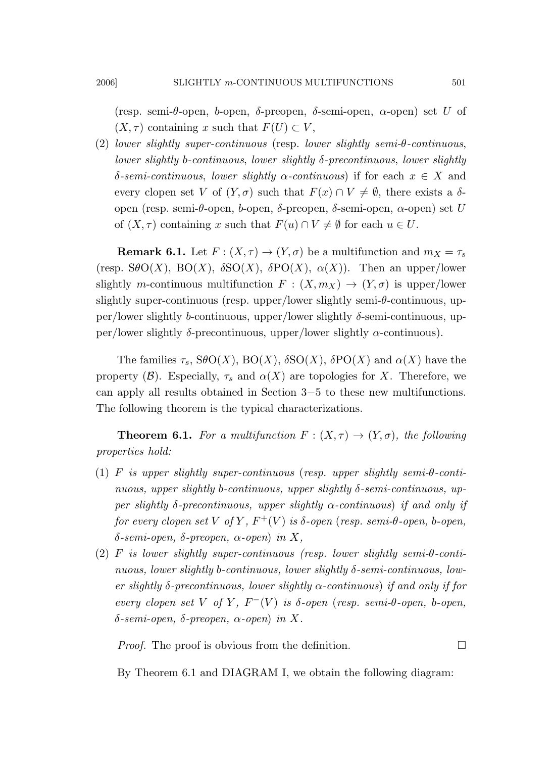(resp. semi-$\theta$-open, $b$-open, $\delta$-preopen, $\delta$-semi-open, $\alpha$-open) set $U$ of $(X, \tau)$ containing $x$ such that $F(U) \subset V$,

(2) *lower slightly super-continuous* (resp. *lower slightly semi-$\theta$-continuous*, *lower slightly $b$-continuous*, *lower slightly $\delta$-precontinuous*, *lower slightly $\delta$-semi-continuous*, *lower slightly $\alpha$-continuous*) if for each $x \in X$ and every clopen set $V$ of $(Y, \sigma)$ such that $F(x) \cap V \neq \emptyset$, there exists a $\delta$-open (resp. semi-$\theta$-open, $b$-open, $\delta$-preopen, $\delta$-semi-open, $\alpha$-open) set $U$ of $(X, \tau)$ containing $x$ such that $F(u) \cap V \neq \emptyset$ for each $u \in U$.

**Remark 6.1.** Let $F : (X, \tau) \to (Y, \sigma)$ be a multifunction and $m_X = \tau_s$ (resp. $\mathrm{S\theta O}(X)$, $\mathrm{BO}(X)$, $\delta\mathrm{SO}(X)$, $\delta\mathrm{PO}(X)$, $\alpha(X)$). Then an upper/lower slightly $m$-continuous multifunction $F : (X, m_X) \to (Y, \sigma)$ is upper/lower slightly super-continuous (resp. upper/lower slightly semi-$\theta$-continuous, upper/lower slightly $b$-continuous, upper/lower slightly $\delta$-semi-continuous, upper/lower slightly $\delta$-precontinuous, upper/lower slightly $\alpha$-continuous).

The families $\tau_s$, $\mathrm{S\theta O}(X)$, $\mathrm{BO}(X)$, $\delta\mathrm{SO}(X)$, $\delta\mathrm{PO}(X)$ and $\alpha(X)$ have the property $(\mathcal{B})$. Especially, $\tau_s$ and $\alpha(X)$ are topologies for $X$. Therefore, we can apply all results obtained in Section 3−5 to these new multifunctions. The following theorem is the typical characterizations.

**Theorem 6.1.** *For a multifunction $F : (X, \tau) \to (Y, \sigma)$, the following properties hold:*

(1) *$F$ is upper slightly super-continuous (resp. upper slightly semi-$\theta$-continuous, upper slightly $b$-continuous, upper slightly $\delta$-semi-continuous, upper slightly $\delta$-precontinuous, upper slightly $\alpha$-continuous) if and only if for every clopen set $V$ of $Y$, $F^+(V)$ is $\delta$-open (resp. semi-$\theta$-open, $b$-open, $\delta$-semi-open, $\delta$-preopen, $\alpha$-open) in $X$,*

(2) *$F$ is lower slightly super-continuous (resp. lower slightly semi-$\theta$-continuous, lower slightly $b$-continuous, lower slightly $\delta$-semi-continuous, lower slightly $\delta$-precontinuous, lower slightly $\alpha$-continuous) if and only if for every clopen set $V$ of $Y$, $F^-(V)$ is $\delta$-open (resp. semi-$\theta$-open, $b$-open, $\delta$-semi-open, $\delta$-preopen, $\alpha$-open) in $X$.*

*Proof.* The proof is obvious from the definition. □

By Theorem 6.1 and DIAGRAM I, we obtain the following diagram: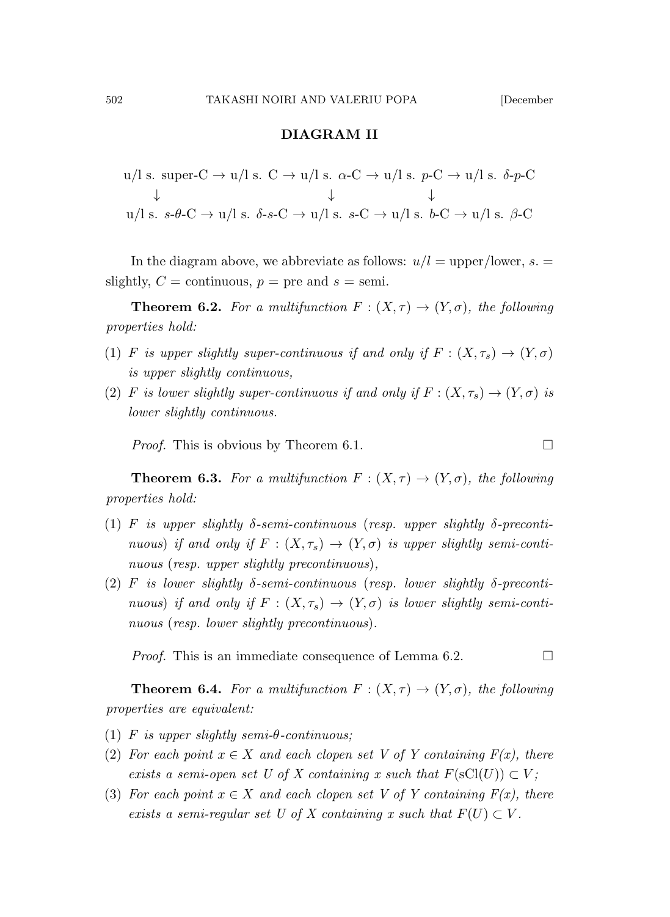## DIAGRAM II

$$
\begin{array}{ccccccccc}
\text{u/l s. super-C} & \rightarrow & \text{u/l s. C} & \rightarrow & \text{u/l s. } \alpha\text{-C} & \rightarrow & \text{u/l s. } p\text{-C} & \rightarrow & \text{u/l s. } \delta\text{-}p\text{-C} \\
\downarrow & & & & \downarrow & & \downarrow & & \\
\text{u/l s. } s\text{-}\theta\text{-C} & \rightarrow & \text{u/l s. } \delta\text{-}s\text{-C} & \rightarrow & \text{u/l s. } s\text{-C} & \rightarrow & \text{u/l s. } b\text{-C} & \rightarrow & \text{u/l s. } \beta\text{-C}
\end{array}
$$

In the diagram above, we abbreviate as follows: $u/l$ = upper/lower, $s.$ = slightly, $C$ = continuous, $p$ = pre and $s$ = semi.

**Theorem 6.2.** *For a multifunction $F : (X, \tau) \rightarrow (Y, \sigma)$, the following properties hold:*

(1) *$F$ is upper slightly super-continuous if and only if $F : (X, \tau_s) \rightarrow (Y, \sigma)$ is upper slightly continuous,*

(2) *$F$ is lower slightly super-continuous if and only if $F : (X, \tau_s) \rightarrow (Y, \sigma)$ is lower slightly continuous.*

*Proof.* This is obvious by Theorem 6.1. □

**Theorem 6.3.** *For a multifunction $F : (X, \tau) \rightarrow (Y, \sigma)$, the following properties hold:*

(1) *$F$ is upper slightly $\delta$-semi-continuous (resp. upper slightly $\delta$-precontinuous) if and only if $F : (X, \tau_s) \rightarrow (Y, \sigma)$ is upper slightly semi-continuous (resp. upper slightly precontinuous),*

(2) *$F$ is lower slightly $\delta$-semi-continuous (resp. lower slightly $\delta$-precontinuous) if and only if $F : (X, \tau_s) \rightarrow (Y, \sigma)$ is lower slightly semi-continuous (resp. lower slightly precontinuous).*

*Proof.* This is an immediate consequence of Lemma 6.2. □

**Theorem 6.4.** *For a multifunction $F : (X, \tau) \rightarrow (Y, \sigma)$, the following properties are equivalent:*

(1) *$F$ is upper slightly semi-$\theta$-continuous;*

(2) *For each point $x \in X$ and each clopen set $V$ of $Y$ containing $F(x)$, there exists a semi-open set $U$ of $X$ containing $x$ such that $F(\mathrm{sCl}(U)) \subset V$;*

(3) *For each point $x \in X$ and each clopen set $V$ of $Y$ containing $F(x)$, there exists a semi-regular set $U$ of $X$ containing $x$ such that $F(U) \subset V$.*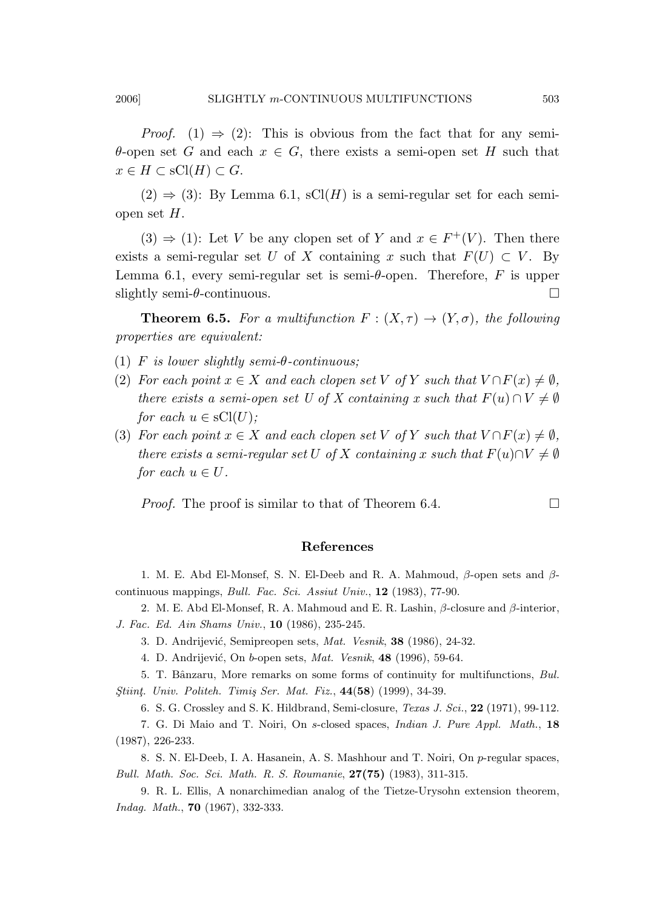*Proof.* (1) $\Rightarrow$ (2): This is obvious from the fact that for any semi-$\theta$-open set $G$ and each $x \in G$, there exists a semi-open set $H$ such that $x \in H \subset \text{sCl}(H) \subset G$.

(2) $\Rightarrow$ (3): By Lemma 6.1, $\text{sCl}(H)$ is a semi-regular set for each semi-open set $H$.

(3) $\Rightarrow$ (1): Let $V$ be any clopen set of $Y$ and $x \in F^+(V)$. Then there exists a semi-regular set $U$ of $X$ containing $x$ such that $F(U) \subset V$. By Lemma 6.1, every semi-regular set is semi-$\theta$-open. Therefore, $F$ is upper slightly semi-$\theta$-continuous. $\square$

**Theorem 6.5.** *For a multifunction $F : (X, \tau) \to (Y, \sigma)$, the following properties are equivalent:*

(1) *$F$ is lower slightly semi-$\theta$-continuous;*

(2) *For each point $x \in X$ and each clopen set $V$ of $Y$ such that $V \cap F(x) \neq \emptyset$, there exists a semi-open set $U$ of $X$ containing $x$ such that $F(u) \cap V \neq \emptyset$ for each $u \in \text{sCl}(U)$;*

(3) *For each point $x \in X$ and each clopen set $V$ of $Y$ such that $V \cap F(x) \neq \emptyset$, there exists a semi-regular set $U$ of $X$ containing $x$ such that $F(u) \cap V \neq \emptyset$ for each $u \in U$.*

*Proof.* The proof is similar to that of Theorem 6.4. $\square$

## References

1. M. E. Abd El-Monsef, S. N. El-Deeb and R. A. Mahmoud, $\beta$-open sets and $\beta$-continuous mappings, *Bull. Fac. Sci. Assiut Univ.*, **12** (1983), 77-90.

2. M. E. Abd El-Monsef, R. A. Mahmoud and E. R. Lashin, $\beta$-closure and $\beta$-interior, *J. Fac. Ed. Ain Shams Univ.*, **10** (1986), 235-245.

3. D. Andrijević, Semipreopen sets, *Mat. Vesnik*, **38** (1986), 24-32.

4. D. Andrijević, On $b$-open sets, *Mat. Vesnik*, **48** (1996), 59-64.

5. T. Bânzaru, More remarks on some forms of continuity for multifunctions, *Bul. Ştiinţ. Univ. Politeh. Timiş Ser. Mat. Fiz.*, **44(58)** (1999), 34-39.

6. S. G. Crossley and S. K. Hildbrand, Semi-closure, *Texas J. Sci.*, **22** (1971), 99-112.

7. G. Di Maio and T. Noiri, On $s$-closed spaces, *Indian J. Pure Appl. Math.*, **18** (1987), 226-233.

8. S. N. El-Deeb, I. A. Hasanein, A. S. Mashhour and T. Noiri, On $p$-regular spaces, *Bull. Math. Soc. Sci. Math. R. S. Roumanie*, **27(75)** (1983), 311-315.

9. R. L. Ellis, A nonarchimedian analog of the Tietze-Urysohn extension theorem, *Indag. Math.*, **70** (1967), 332-333.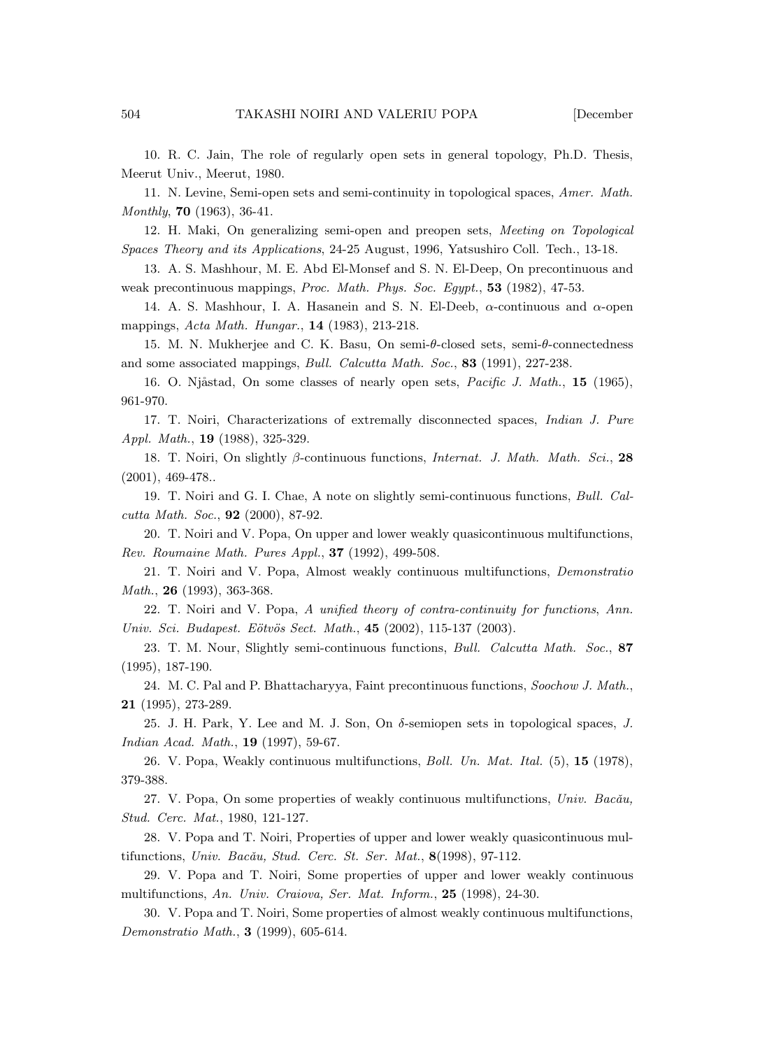10. R. C. Jain, The role of regularly open sets in general topology, Ph.D. Thesis, Meerut Univ., Meerut, 1980.

11. N. Levine, Semi-open sets and semi-continuity in topological spaces, *Amer. Math. Monthly*, **70** (1963), 36-41.

12. H. Maki, On generalizing semi-open and preopen sets, *Meeting on Topological Spaces Theory and its Applications*, 24-25 August, 1996, Yatsushiro Coll. Tech., 13-18.

13. A. S. Mashhour, M. E. Abd El-Monsef and S. N. El-Deep, On precontinuous and weak precontinuous mappings, *Proc. Math. Phys. Soc. Egypt.*, **53** (1982), 47-53.

14. A. S. Mashhour, I. A. Hasanein and S. N. El-Deeb, $\alpha$-continuous and $\alpha$-open mappings, *Acta Math. Hungar.*, **14** (1983), 213-218.

15. M. N. Mukherjee and C. K. Basu, On semi-$\theta$-closed sets, semi-$\theta$-connectedness and some associated mappings, *Bull. Calcutta Math. Soc.*, **83** (1991), 227-238.

16. O. Njåstad, On some classes of nearly open sets, *Pacific J. Math.*, **15** (1965), 961-970.

17. T. Noiri, Characterizations of extremally disconnected spaces, *Indian J. Pure Appl. Math.*, **19** (1988), 325-329.

18. T. Noiri, On slightly $\beta$-continuous functions, *Internat. J. Math. Math. Sci.*, **28** (2001), 469-478..

19. T. Noiri and G. I. Chae, A note on slightly semi-continuous functions, *Bull. Calcutta Math. Soc.*, **92** (2000), 87-92.

20. T. Noiri and V. Popa, On upper and lower weakly quasicontinuous multifunctions, *Rev. Roumaine Math. Pures Appl.*, **37** (1992), 499-508.

21. T. Noiri and V. Popa, Almost weakly continuous multifunctions, *Demonstratio Math.*, **26** (1993), 363-368.

22. T. Noiri and V. Popa, *A unified theory of contra-continuity for functions*, *Ann. Univ. Sci. Budapest. Eötvös Sect. Math.*, **45** (2002), 115-137 (2003).

23. T. M. Nour, Slightly semi-continuous functions, *Bull. Calcutta Math. Soc.*, **87** (1995), 187-190.

24. M. C. Pal and P. Bhattacharyya, Faint precontinuous functions, *Soochow J. Math.*, **21** (1995), 273-289.

25. J. H. Park, Y. Lee and M. J. Son, On $\delta$-semiopen sets in topological spaces, *J. Indian Acad. Math.*, **19** (1997), 59-67.

26. V. Popa, Weakly continuous multifunctions, *Boll. Un. Mat. Ital.* (5), **15** (1978), 379-388.

27. V. Popa, On some properties of weakly continuous multifunctions, *Univ. Bacău, Stud. Cerc. Mat.*, 1980, 121-127.

28. V. Popa and T. Noiri, Properties of upper and lower weakly quasicontinuous multifunctions, *Univ. Bacău, Stud. Cerc. St. Ser. Mat.*, **8**(1998), 97-112.

29. V. Popa and T. Noiri, Some properties of upper and lower weakly continuous multifunctions, *An. Univ. Craiova, Ser. Mat. Inform.*, **25** (1998), 24-30.

30. V. Popa and T. Noiri, Some properties of almost weakly continuous multifunctions, *Demonstratio Math.*, **3** (1999), 605-614.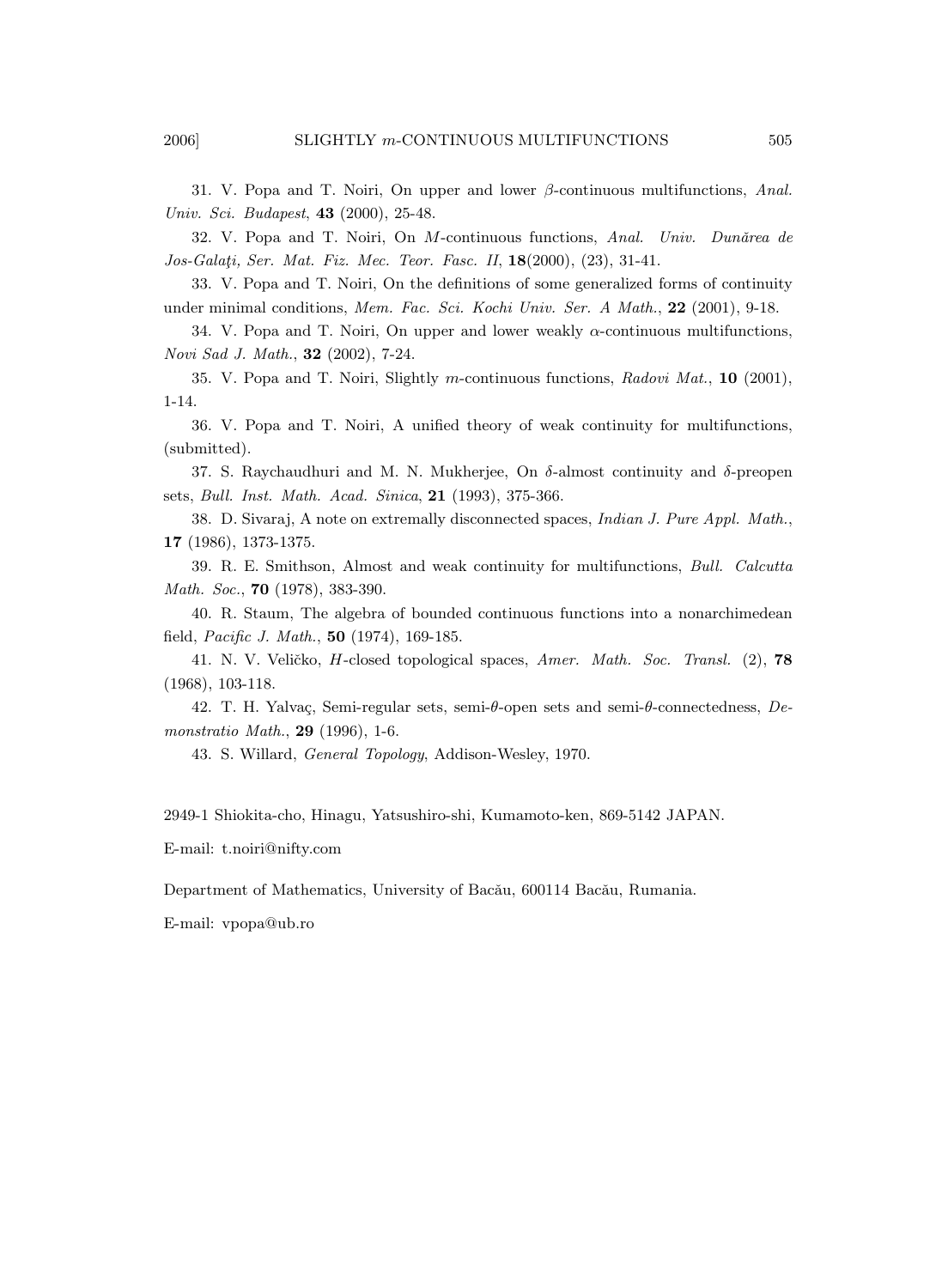31. V. Popa and T. Noiri, On upper and lower $\beta$-continuous multifunctions, *Anal. Univ. Sci. Budapest*, **43** (2000), 25-48.

32. V. Popa and T. Noiri, On $M$-continuous functions, *Anal. Univ. Dunărea de Jos-Galaţi, Ser. Mat. Fiz. Mec. Teor. Fasc. II*, **18**(2000), (23), 31-41.

33. V. Popa and T. Noiri, On the definitions of some generalized forms of continuity under minimal conditions, *Mem. Fac. Sci. Kochi Univ. Ser. A Math.*, **22** (2001), 9-18.

34. V. Popa and T. Noiri, On upper and lower weakly $\alpha$-continuous multifunctions, *Novi Sad J. Math.*, **32** (2002), 7-24.

35. V. Popa and T. Noiri, Slightly $m$-continuous functions, *Radovi Mat.*, **10** (2001), 1-14.

36. V. Popa and T. Noiri, A unified theory of weak continuity for multifunctions, (submitted).

37. S. Raychaudhuri and M. N. Mukherjee, On $\delta$-almost continuity and $\delta$-preopen sets, *Bull. Inst. Math. Acad. Sinica*, **21** (1993), 375-366.

38. D. Sivaraj, A note on extremally disconnected spaces, *Indian J. Pure Appl. Math.*, **17** (1986), 1373-1375.

39. R. E. Smithson, Almost and weak continuity for multifunctions, *Bull. Calcutta Math. Soc.*, **70** (1978), 383-390.

40. R. Staum, The algebra of bounded continuous functions into a nonarchimedean field, *Pacific J. Math.*, **50** (1974), 169-185.

41. N. V. Veličko, $H$-closed topological spaces, *Amer. Math. Soc. Transl.* (2), **78** (1968), 103-118.

42. T. H. Yalvaç, Semi-regular sets, semi-$\theta$-open sets and semi-$\theta$-connectedness, *Demonstratio Math.*, **29** (1996), 1-6.

43. S. Willard, *General Topology*, Addison-Wesley, 1970.

2949-1 Shiokita-cho, Hinagu, Yatsushiro-shi, Kumamoto-ken, 869-5142 JAPAN.

E-mail: t.noiri@nifty.com

Department of Mathematics, University of Bacău, 600114 Bacău, Rumania.

E-mail: vpopa@ub.ro